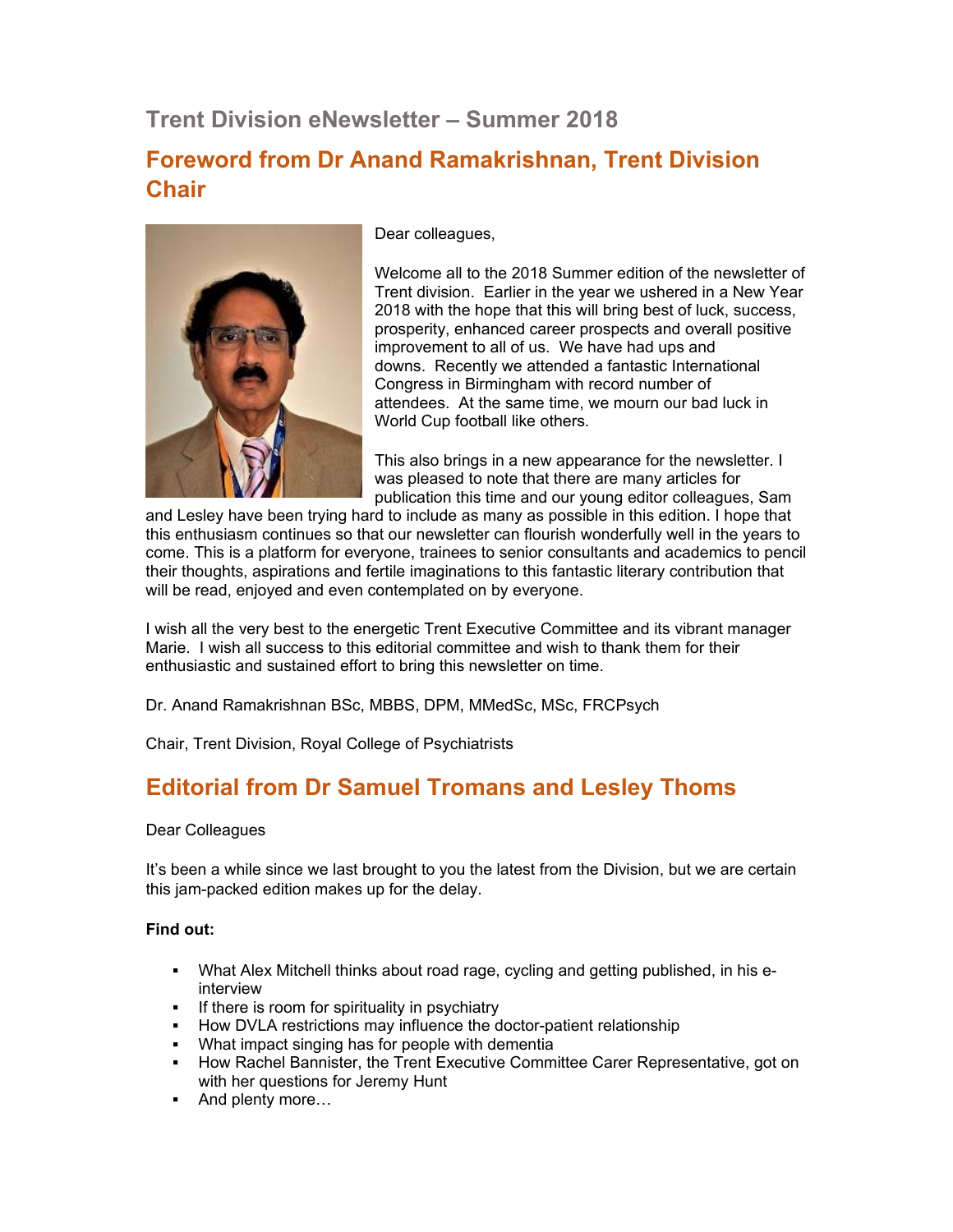# Trent Division eNewsletter – Summer 2018

## Foreword from Dr Anand Ramakrishnan, Trent Division Chair

Dear colleagues,

Welcome all to the 2018 Summer edition of the newsletter of Trent division. Earlier in the year we ushered in a New Year 2018 with the hope that this will bring best of luck, success, prosperity, enhanced career prospects and overall positive improvement to all of us. We have had ups and downs. Recently we attended a fantastic International Congress in Birmingham with record number of attendees. At the same time, we mourn our bad luck in World Cup football like others.

This also brings in a new appearance for the newsletter. I was pleased to note that there are many articles for publication this time and our young editor colleagues, Sam and Lesley have been trying hard to include as many as possible in this edition. I hope that this enthusiasm continues so that our newsletter can flourish wonderfully well in the years to come. This is a platform for everyone, trainees to senior consultants and academics to pencil their thoughts, aspirations and fertile imaginations to this fantastic literary contribution that will be read, enjoyed and even contemplated on by everyone.

I wish all the very best to the energetic Trent Executive Committee and its vibrant manager Marie. I wish all success to this editorial committee and wish to thank them for their enthusiastic and sustained effort to bring this newsletter on time.

Dr. Anand Ramakrishnan BSc, MBBS, DPM, MMedSc, MSc, FRCPsych

Chair, Trent Division, Royal College of Psychiatrists

## Editorial from Dr Samuel Tromans and Lesley Thoms

Dear Colleagues

It's been a while since we last brought to you the latest from the Division, but we are certain this jam-packed edition makes up for the delay.

**Find out:**

- What Alex Mitchell thinks about road rage, cycling and getting published, in his e-interview
- If there is room for spirituality in psychiatry
- How DVLA restrictions may influence the doctor-patient relationship
- What impact singing has for people with dementia
- How Rachel Bannister, the Trent Executive Committee Carer Representative, got on with her questions for Jeremy Hunt
- And plenty more…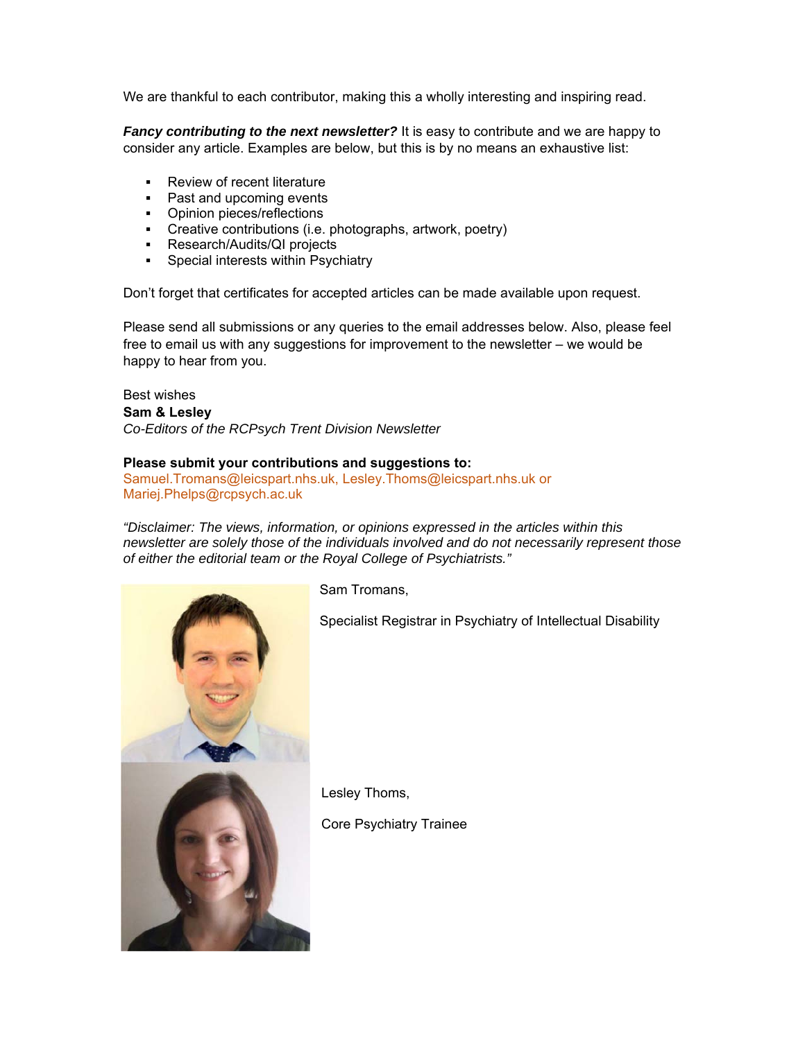We are thankful to each contributor, making this a wholly interesting and inspiring read.

***Fancy contributing to the next newsletter?*** It is easy to contribute and we are happy to consider any article. Examples are below, but this is by no means an exhaustive list:

- Review of recent literature
- Past and upcoming events
- Opinion pieces/reflections
- Creative contributions (i.e. photographs, artwork, poetry)
- Research/Audits/QI projects
- Special interests within Psychiatry

Don't forget that certificates for accepted articles can be made available upon request.

Please send all submissions or any queries to the email addresses below. Also, please feel free to email us with any suggestions for improvement to the newsletter – we would be happy to hear from you.

Best wishes
**Sam & Lesley**
*Co-Editors of the RCPsych Trent Division Newsletter*

**Please submit your contributions and suggestions to:**
Samuel.Tromans@leicspart.nhs.uk, Lesley.Thoms@leicspart.nhs.uk or Mariej.Phelps@rcpsych.ac.uk

*"Disclaimer: The views, information, or opinions expressed in the articles within this newsletter are solely those of the individuals involved and do not necessarily represent those of either the editorial team or the Royal College of Psychiatrists."*

Sam Tromans,

Specialist Registrar in Psychiatry of Intellectual Disability

Lesley Thoms,

Core Psychiatry Trainee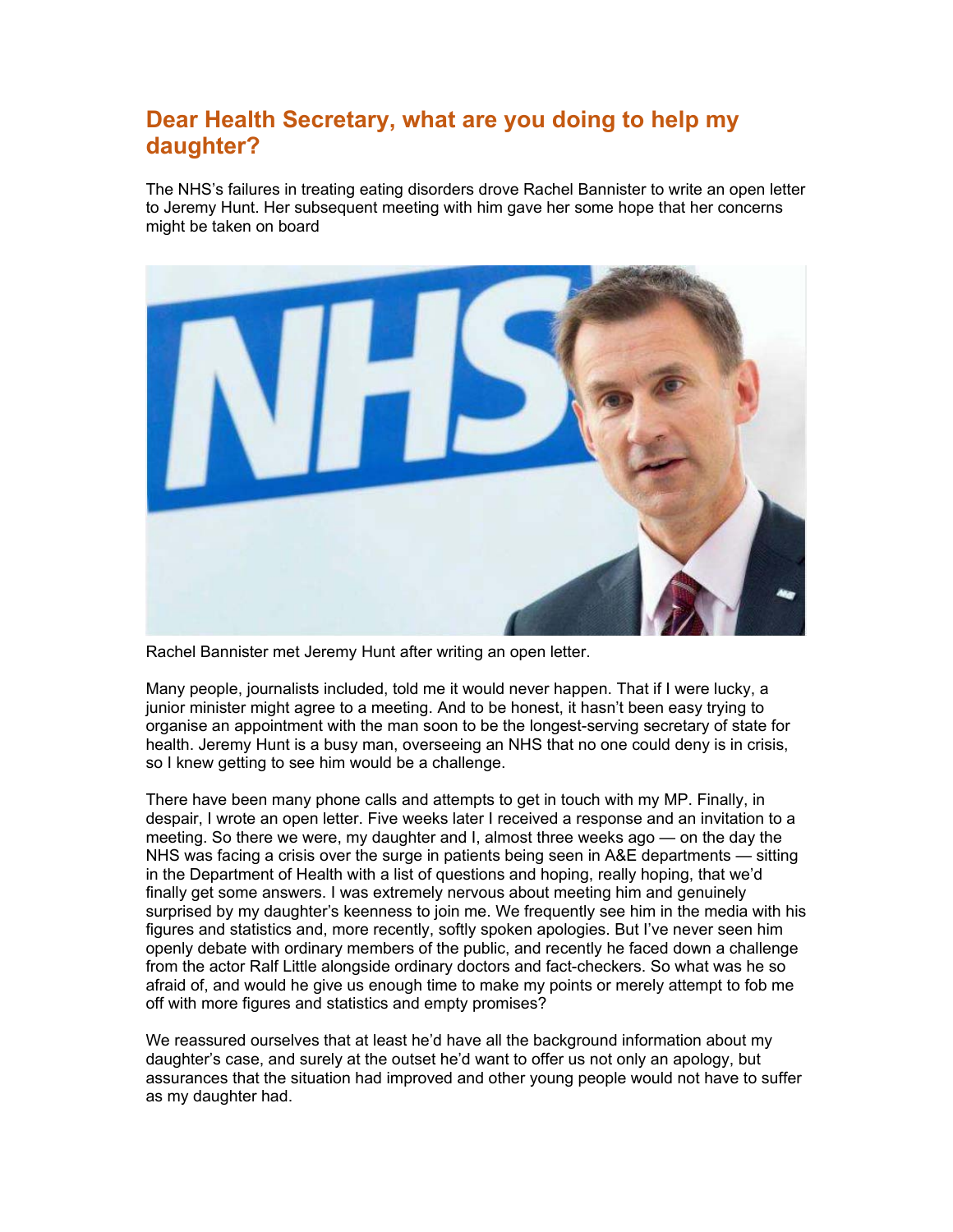## Dear Health Secretary, what are you doing to help my daughter?

The NHS's failures in treating eating disorders drove Rachel Bannister to write an open letter to Jeremy Hunt. Her subsequent meeting with him gave her some hope that her concerns might be taken on board

Rachel Bannister met Jeremy Hunt after writing an open letter.

Many people, journalists included, told me it would never happen. That if I were lucky, a junior minister might agree to a meeting. And to be honest, it hasn't been easy trying to organise an appointment with the man soon to be the longest-serving secretary of state for health. Jeremy Hunt is a busy man, overseeing an NHS that no one could deny is in crisis, so I knew getting to see him would be a challenge.

There have been many phone calls and attempts to get in touch with my MP. Finally, in despair, I wrote an open letter. Five weeks later I received a response and an invitation to a meeting. So there we were, my daughter and I, almost three weeks ago — on the day the NHS was facing a crisis over the surge in patients being seen in A&E departments — sitting in the Department of Health with a list of questions and hoping, really hoping, that we'd finally get some answers. I was extremely nervous about meeting him and genuinely surprised by my daughter's keenness to join me. We frequently see him in the media with his figures and statistics and, more recently, softly spoken apologies. But I've never seen him openly debate with ordinary members of the public, and recently he faced down a challenge from the actor Ralf Little alongside ordinary doctors and fact-checkers. So what was he so afraid of, and would he give us enough time to make my points or merely attempt to fob me off with more figures and statistics and empty promises?

We reassured ourselves that at least he'd have all the background information about my daughter's case, and surely at the outset he'd want to offer us not only an apology, but assurances that the situation had improved and other young people would not have to suffer as my daughter had.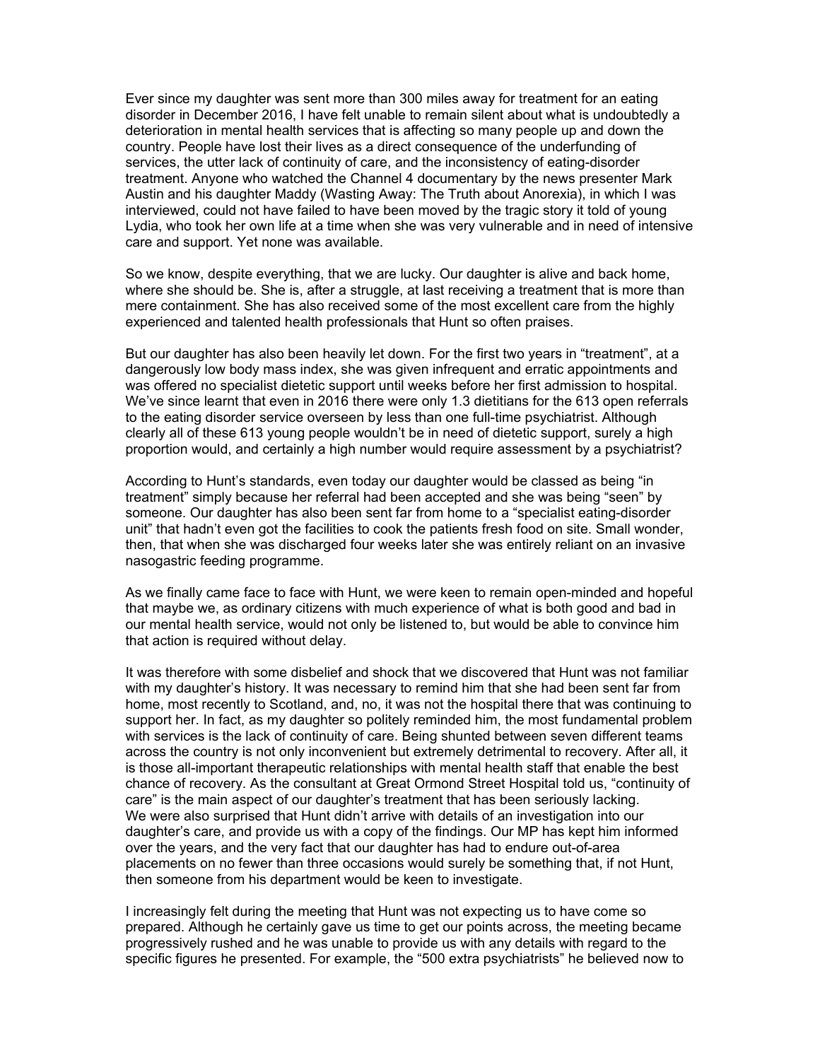Ever since my daughter was sent more than 300 miles away for treatment for an eating disorder in December 2016, I have felt unable to remain silent about what is undoubtedly a deterioration in mental health services that is affecting so many people up and down the country. People have lost their lives as a direct consequence of the underfunding of services, the utter lack of continuity of care, and the inconsistency of eating-disorder treatment. Anyone who watched the Channel 4 documentary by the news presenter Mark Austin and his daughter Maddy (Wasting Away: The Truth about Anorexia), in which I was interviewed, could not have failed to have been moved by the tragic story it told of young Lydia, who took her own life at a time when she was very vulnerable and in need of intensive care and support. Yet none was available.

So we know, despite everything, that we are lucky. Our daughter is alive and back home, where she should be. She is, after a struggle, at last receiving a treatment that is more than mere containment. She has also received some of the most excellent care from the highly experienced and talented health professionals that Hunt so often praises.

But our daughter has also been heavily let down. For the first two years in "treatment", at a dangerously low body mass index, she was given infrequent and erratic appointments and was offered no specialist dietetic support until weeks before her first admission to hospital. We've since learnt that even in 2016 there were only 1.3 dietitians for the 613 open referrals to the eating disorder service overseen by less than one full-time psychiatrist. Although clearly all of these 613 young people wouldn't be in need of dietetic support, surely a high proportion would, and certainly a high number would require assessment by a psychiatrist?

According to Hunt's standards, even today our daughter would be classed as being "in treatment" simply because her referral had been accepted and she was being "seen" by someone. Our daughter has also been sent far from home to a "specialist eating-disorder unit" that hadn't even got the facilities to cook the patients fresh food on site. Small wonder, then, that when she was discharged four weeks later she was entirely reliant on an invasive nasogastric feeding programme.

As we finally came face to face with Hunt, we were keen to remain open-minded and hopeful that maybe we, as ordinary citizens with much experience of what is both good and bad in our mental health service, would not only be listened to, but would be able to convince him that action is required without delay.

It was therefore with some disbelief and shock that we discovered that Hunt was not familiar with my daughter's history. It was necessary to remind him that she had been sent far from home, most recently to Scotland, and, no, it was not the hospital there that was continuing to support her. In fact, as my daughter so politely reminded him, the most fundamental problem with services is the lack of continuity of care. Being shunted between seven different teams across the country is not only inconvenient but extremely detrimental to recovery. After all, it is those all-important therapeutic relationships with mental health staff that enable the best chance of recovery. As the consultant at Great Ormond Street Hospital told us, "continuity of care" is the main aspect of our daughter's treatment that has been seriously lacking.
We were also surprised that Hunt didn't arrive with details of an investigation into our daughter's care, and provide us with a copy of the findings. Our MP has kept him informed over the years, and the very fact that our daughter has had to endure out-of-area placements on no fewer than three occasions would surely be something that, if not Hunt, then someone from his department would be keen to investigate.

I increasingly felt during the meeting that Hunt was not expecting us to have come so prepared. Although he certainly gave us time to get our points across, the meeting became progressively rushed and he was unable to provide us with any details with regard to the specific figures he presented. For example, the "500 extra psychiatrists" he believed now to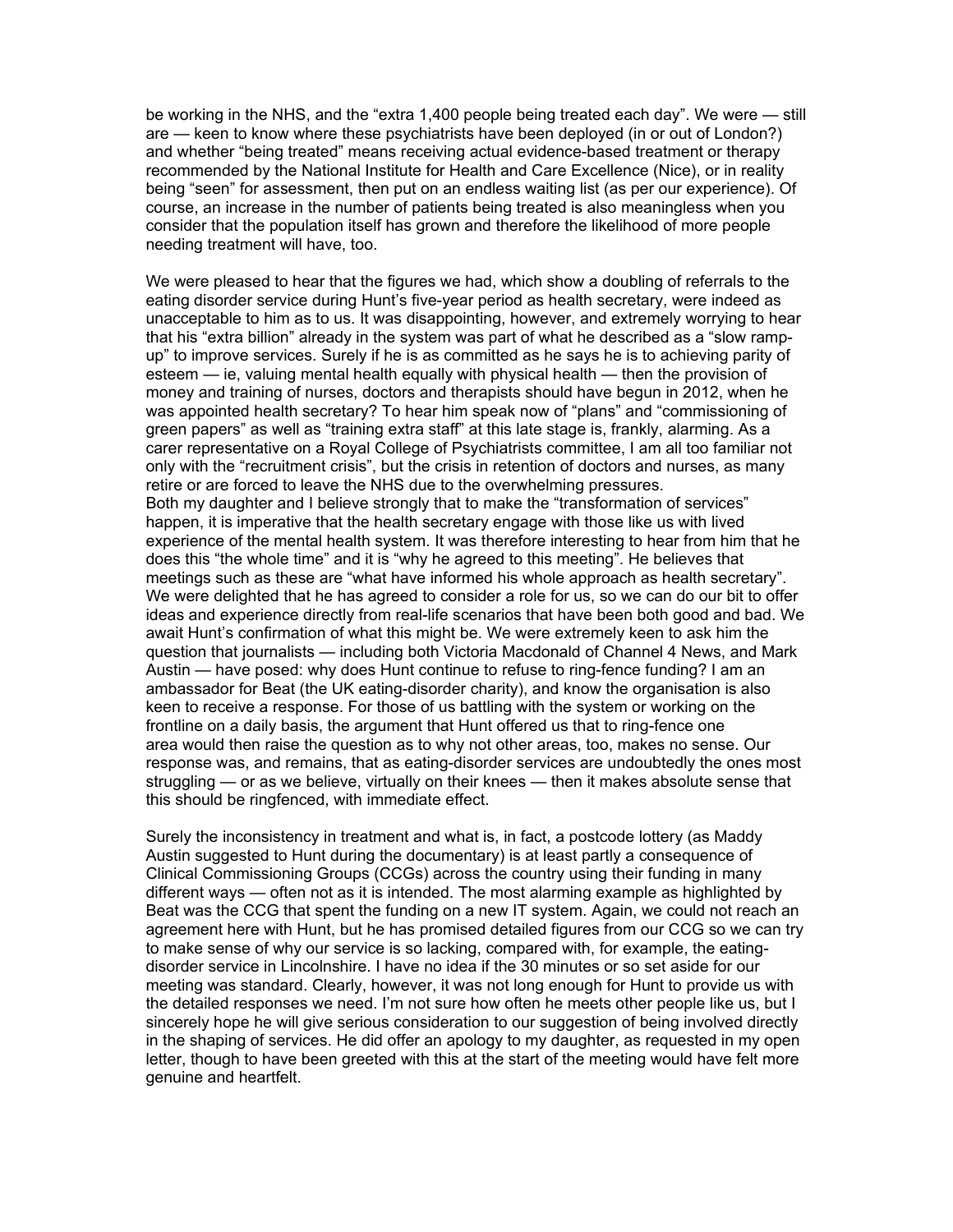be working in the NHS, and the "extra 1,400 people being treated each day". We were — still are — keen to know where these psychiatrists have been deployed (in or out of London?) and whether "being treated" means receiving actual evidence-based treatment or therapy recommended by the National Institute for Health and Care Excellence (Nice), or in reality being "seen" for assessment, then put on an endless waiting list (as per our experience). Of course, an increase in the number of patients being treated is also meaningless when you consider that the population itself has grown and therefore the likelihood of more people needing treatment will have, too.

We were pleased to hear that the figures we had, which show a doubling of referrals to the eating disorder service during Hunt's five-year period as health secretary, were indeed as unacceptable to him as to us. It was disappointing, however, and extremely worrying to hear that his "extra billion" already in the system was part of what he described as a "slow ramp-up" to improve services. Surely if he is as committed as he says he is to achieving parity of esteem — ie, valuing mental health equally with physical health — then the provision of money and training of nurses, doctors and therapists should have begun in 2012, when he was appointed health secretary? To hear him speak now of "plans" and "commissioning of green papers" as well as "training extra staff" at this late stage is, frankly, alarming. As a carer representative on a Royal College of Psychiatrists committee, I am all too familiar not only with the "recruitment crisis", but the crisis in retention of doctors and nurses, as many retire or are forced to leave the NHS due to the overwhelming pressures.

Both my daughter and I believe strongly that to make the "transformation of services" happen, it is imperative that the health secretary engage with those like us with lived experience of the mental health system. It was therefore interesting to hear from him that he does this "the whole time" and it is "why he agreed to this meeting". He believes that meetings such as these are "what have informed his whole approach as health secretary". We were delighted that he has agreed to consider a role for us, so we can do our bit to offer ideas and experience directly from real-life scenarios that have been both good and bad. We await Hunt's confirmation of what this might be. We were extremely keen to ask him the question that journalists — including both Victoria Macdonald of Channel 4 News, and Mark Austin — have posed: why does Hunt continue to refuse to ring-fence funding? I am an ambassador for Beat (the UK eating-disorder charity), and know the organisation is also keen to receive a response. For those of us battling with the system or working on the frontline on a daily basis, the argument that Hunt offered us that to ring-fence one area would then raise the question as to why not other areas, too, makes no sense. Our response was, and remains, that as eating-disorder services are undoubtedly the ones most struggling — or as we believe, virtually on their knees — then it makes absolute sense that this should be ringfenced, with immediate effect.

Surely the inconsistency in treatment and what is, in fact, a postcode lottery (as Maddy Austin suggested to Hunt during the documentary) is at least partly a consequence of Clinical Commissioning Groups (CCGs) across the country using their funding in many different ways — often not as it is intended. The most alarming example as highlighted by Beat was the CCG that spent the funding on a new IT system. Again, we could not reach an agreement here with Hunt, but he has promised detailed figures from our CCG so we can try to make sense of why our service is so lacking, compared with, for example, the eating-disorder service in Lincolnshire. I have no idea if the 30 minutes or so set aside for our meeting was standard. Clearly, however, it was not long enough for Hunt to provide us with the detailed responses we need. I'm not sure how often he meets other people like us, but I sincerely hope he will give serious consideration to our suggestion of being involved directly in the shaping of services. He did offer an apology to my daughter, as requested in my open letter, though to have been greeted with this at the start of the meeting would have felt more genuine and heartfelt.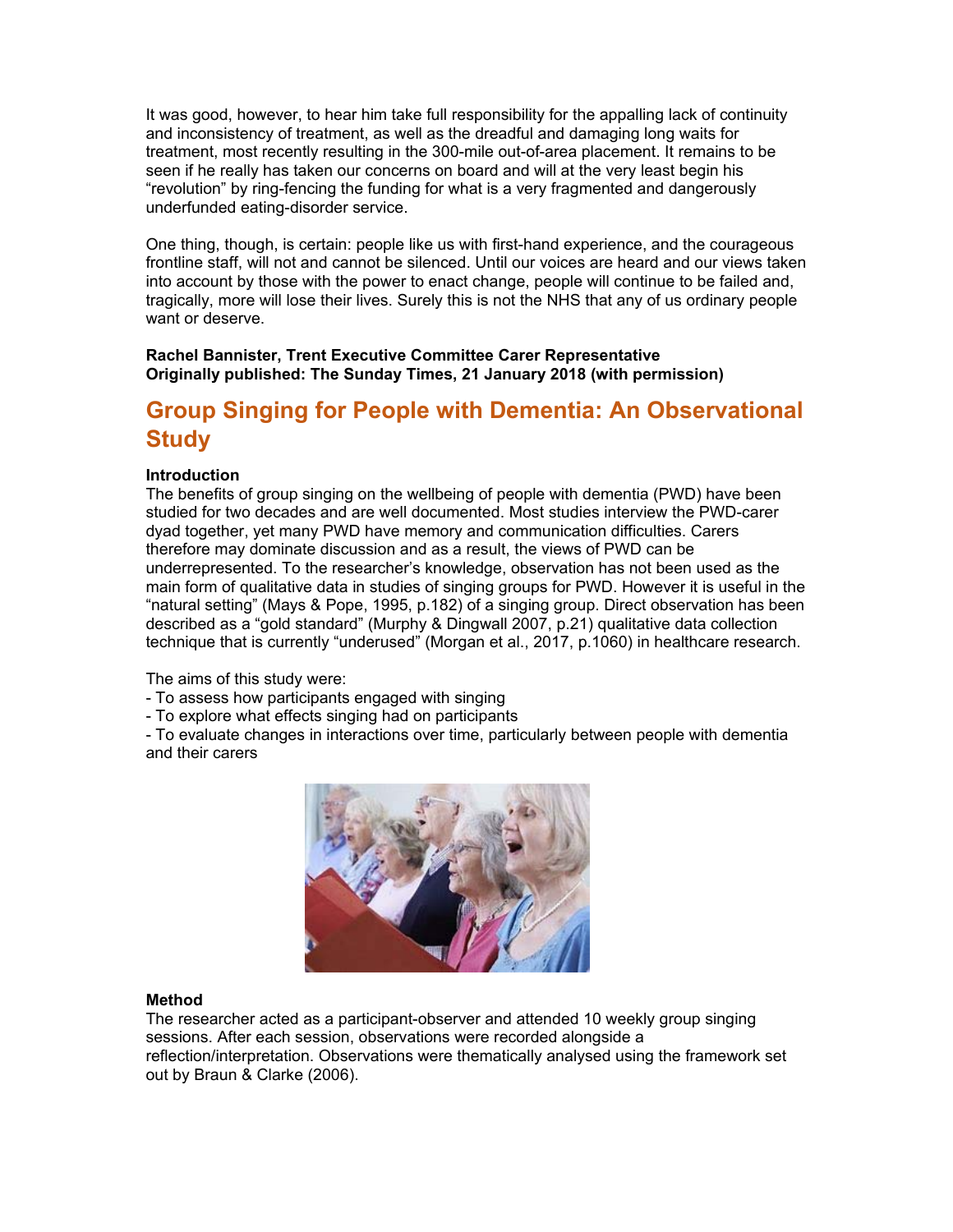It was good, however, to hear him take full responsibility for the appalling lack of continuity and inconsistency of treatment, as well as the dreadful and damaging long waits for treatment, most recently resulting in the 300-mile out-of-area placement. It remains to be seen if he really has taken our concerns on board and will at the very least begin his "revolution" by ring-fencing the funding for what is a very fragmented and dangerously underfunded eating-disorder service.

One thing, though, is certain: people like us with first-hand experience, and the courageous frontline staff, will not and cannot be silenced. Until our voices are heard and our views taken into account by those with the power to enact change, people will continue to be failed and, tragically, more will lose their lives. Surely this is not the NHS that any of us ordinary people want or deserve.

**Rachel Bannister, Trent Executive Committee Carer Representative**
**Originally published: The Sunday Times, 21 January 2018 (with permission)**

## Group Singing for People with Dementia: An Observational Study

### Introduction

The benefits of group singing on the wellbeing of people with dementia (PWD) have been studied for two decades and are well documented. Most studies interview the PWD-carer dyad together, yet many PWD have memory and communication difficulties. Carers therefore may dominate discussion and as a result, the views of PWD can be underrepresented. To the researcher's knowledge, observation has not been used as the main form of qualitative data in studies of singing groups for PWD. However it is useful in the "natural setting" (Mays & Pope, 1995, p.182) of a singing group. Direct observation has been described as a "gold standard" (Murphy & Dingwall 2007, p.21) qualitative data collection technique that is currently "underused" (Morgan et al., 2017, p.1060) in healthcare research.

The aims of this study were:
- To assess how participants engaged with singing
- To explore what effects singing had on participants
- To evaluate changes in interactions over time, particularly between people with dementia and their carers

### Method

The researcher acted as a participant-observer and attended 10 weekly group singing sessions. After each session, observations were recorded alongside a reflection/interpretation. Observations were thematically analysed using the framework set out by Braun & Clarke (2006).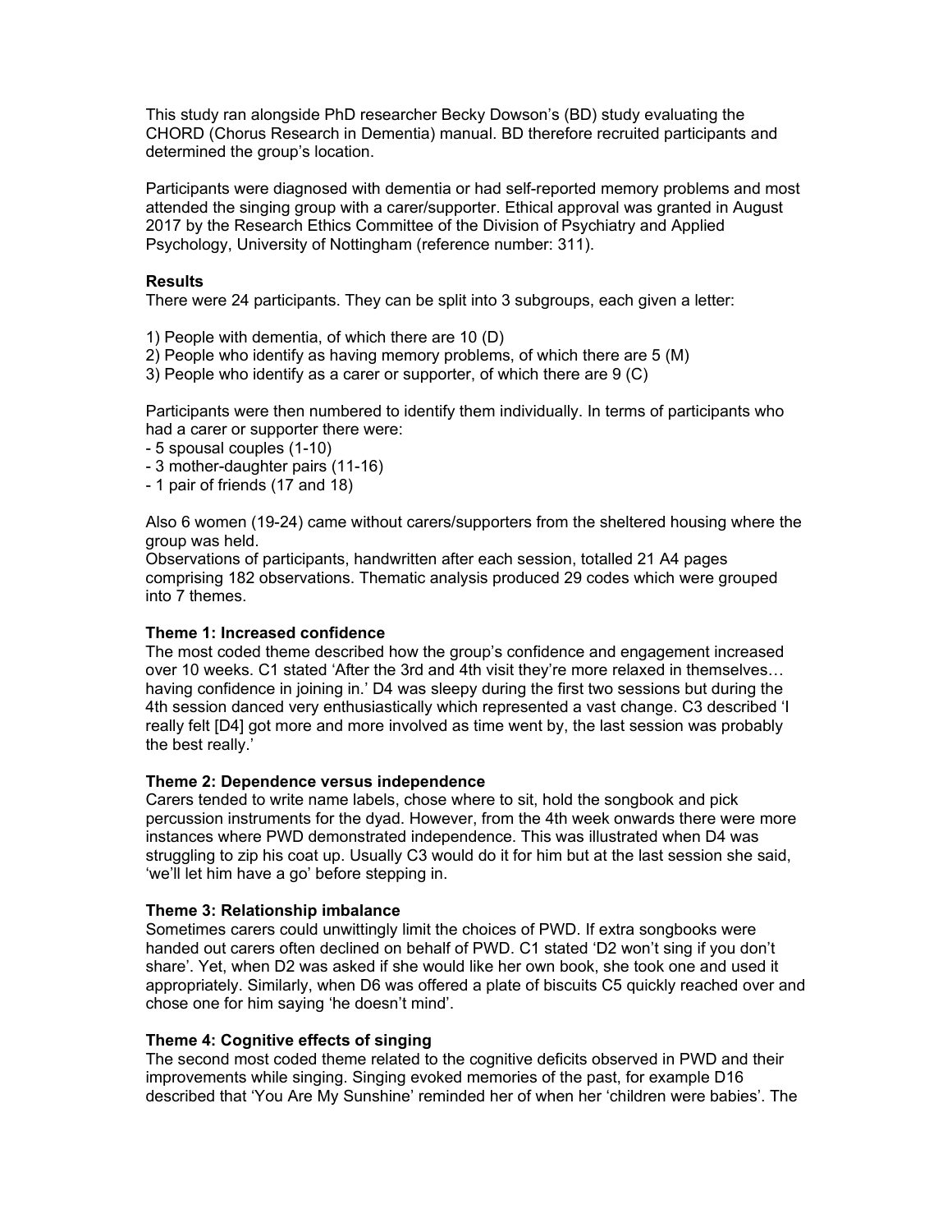This study ran alongside PhD researcher Becky Dowson's (BD) study evaluating the CHORD (Chorus Research in Dementia) manual. BD therefore recruited participants and determined the group's location.

Participants were diagnosed with dementia or had self-reported memory problems and most attended the singing group with a carer/supporter. Ethical approval was granted in August 2017 by the Research Ethics Committee of the Division of Psychiatry and Applied Psychology, University of Nottingham (reference number: 311).

**Results**

There were 24 participants. They can be split into 3 subgroups, each given a letter:

1) People with dementia, of which there are 10 (D)
2) People who identify as having memory problems, of which there are 5 (M)
3) People who identify as a carer or supporter, of which there are 9 (C)

Participants were then numbered to identify them individually. In terms of participants who had a carer or supporter there were:

- 5 spousal couples (1-10)
- 3 mother-daughter pairs (11-16)
- 1 pair of friends (17 and 18)

Also 6 women (19-24) came without carers/supporters from the sheltered housing where the group was held.

Observations of participants, handwritten after each session, totalled 21 A4 pages comprising 182 observations. Thematic analysis produced 29 codes which were grouped into 7 themes.

**Theme 1: Increased confidence**

The most coded theme described how the group's confidence and engagement increased over 10 weeks. C1 stated 'After the 3rd and 4th visit they're more relaxed in themselves… having confidence in joining in.' D4 was sleepy during the first two sessions but during the 4th session danced very enthusiastically which represented a vast change. C3 described 'I really felt [D4] got more and more involved as time went by, the last session was probably the best really.'

**Theme 2: Dependence versus independence**

Carers tended to write name labels, chose where to sit, hold the songbook and pick percussion instruments for the dyad. However, from the 4th week onwards there were more instances where PWD demonstrated independence. This was illustrated when D4 was struggling to zip his coat up. Usually C3 would do it for him but at the last session she said, 'we'll let him have a go' before stepping in.

**Theme 3: Relationship imbalance**

Sometimes carers could unwittingly limit the choices of PWD. If extra songbooks were handed out carers often declined on behalf of PWD. C1 stated 'D2 won't sing if you don't share'. Yet, when D2 was asked if she would like her own book, she took one and used it appropriately. Similarly, when D6 was offered a plate of biscuits C5 quickly reached over and chose one for him saying 'he doesn't mind'.

**Theme 4: Cognitive effects of singing**

The second most coded theme related to the cognitive deficits observed in PWD and their improvements while singing. Singing evoked memories of the past, for example D16 described that 'You Are My Sunshine' reminded her of when her 'children were babies'. The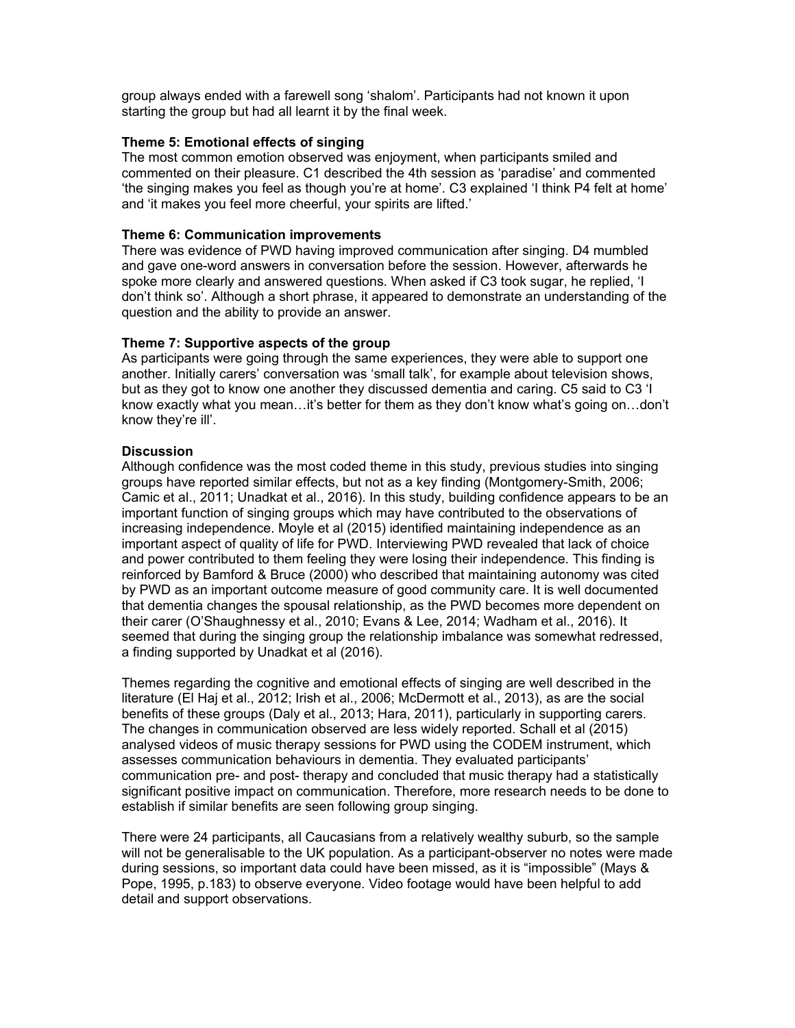group always ended with a farewell song 'shalom'. Participants had not known it upon starting the group but had all learnt it by the final week.

**Theme 5: Emotional effects of singing**

The most common emotion observed was enjoyment, when participants smiled and commented on their pleasure. C1 described the 4th session as 'paradise' and commented 'the singing makes you feel as though you're at home'. C3 explained 'I think P4 felt at home' and 'it makes you feel more cheerful, your spirits are lifted.'

**Theme 6: Communication improvements**

There was evidence of PWD having improved communication after singing. D4 mumbled and gave one-word answers in conversation before the session. However, afterwards he spoke more clearly and answered questions. When asked if C3 took sugar, he replied, 'I don't think so'. Although a short phrase, it appeared to demonstrate an understanding of the question and the ability to provide an answer.

**Theme 7: Supportive aspects of the group**

As participants were going through the same experiences, they were able to support one another. Initially carers' conversation was 'small talk', for example about television shows, but as they got to know one another they discussed dementia and caring. C5 said to C3 'I know exactly what you mean…it's better for them as they don't know what's going on…don't know they're ill'.

**Discussion**

Although confidence was the most coded theme in this study, previous studies into singing groups have reported similar effects, but not as a key finding (Montgomery-Smith, 2006; Camic et al., 2011; Unadkat et al., 2016). In this study, building confidence appears to be an important function of singing groups which may have contributed to the observations of increasing independence. Moyle et al (2015) identified maintaining independence as an important aspect of quality of life for PWD. Interviewing PWD revealed that lack of choice and power contributed to them feeling they were losing their independence. This finding is reinforced by Bamford & Bruce (2000) who described that maintaining autonomy was cited by PWD as an important outcome measure of good community care. It is well documented that dementia changes the spousal relationship, as the PWD becomes more dependent on their carer (O'Shaughnessy et al., 2010; Evans & Lee, 2014; Wadham et al., 2016). It seemed that during the singing group the relationship imbalance was somewhat redressed, a finding supported by Unadkat et al (2016).

Themes regarding the cognitive and emotional effects of singing are well described in the literature (El Haj et al., 2012; Irish et al., 2006; McDermott et al., 2013), as are the social benefits of these groups (Daly et al., 2013; Hara, 2011), particularly in supporting carers. The changes in communication observed are less widely reported. Schall et al (2015) analysed videos of music therapy sessions for PWD using the CODEM instrument, which assesses communication behaviours in dementia. They evaluated participants' communication pre- and post- therapy and concluded that music therapy had a statistically significant positive impact on communication. Therefore, more research needs to be done to establish if similar benefits are seen following group singing.

There were 24 participants, all Caucasians from a relatively wealthy suburb, so the sample will not be generalisable to the UK population. As a participant-observer no notes were made during sessions, so important data could have been missed, as it is "impossible" (Mays & Pope, 1995, p.183) to observe everyone. Video footage would have been helpful to add detail and support observations.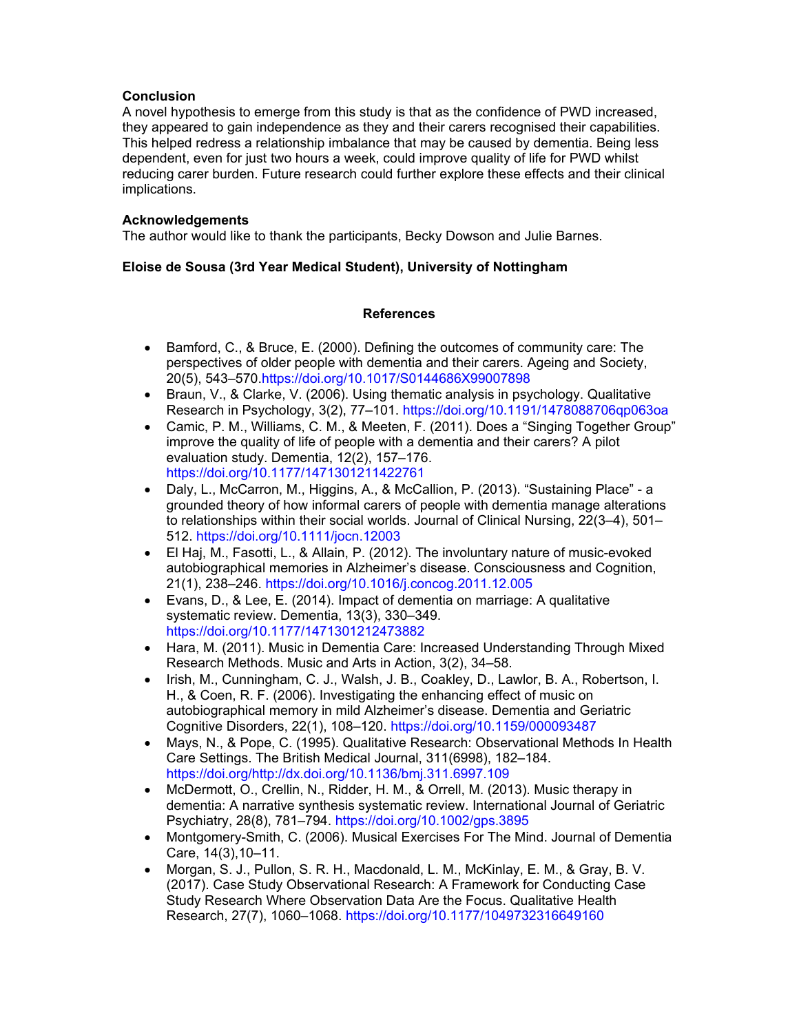### Conclusion

A novel hypothesis to emerge from this study is that as the confidence of PWD increased, they appeared to gain independence as they and their carers recognised their capabilities. This helped redress a relationship imbalance that may be caused by dementia. Being less dependent, even for just two hours a week, could improve quality of life for PWD whilst reducing carer burden. Future research could further explore these effects and their clinical implications.

### Acknowledgements

The author would like to thank the participants, Becky Dowson and Julie Barnes.

**Eloise de Sousa (3rd Year Medical Student), University of Nottingham**

## References

- Bamford, C., & Bruce, E. (2000). Defining the outcomes of community care: The perspectives of older people with dementia and their carers. Ageing and Society, 20(5), 543–570.https://doi.org/10.1017/S0144686X99007898
- Braun, V., & Clarke, V. (2006). Using thematic analysis in psychology. Qualitative Research in Psychology, 3(2), 77–101. https://doi.org/10.1191/1478088706qp063oa
- Camic, P. M., Williams, C. M., & Meeten, F. (2011). Does a "Singing Together Group" improve the quality of life of people with a dementia and their carers? A pilot evaluation study. Dementia, 12(2), 157–176. https://doi.org/10.1177/1471301211422761
- Daly, L., McCarron, M., Higgins, A., & McCallion, P. (2013). "Sustaining Place" - a grounded theory of how informal carers of people with dementia manage alterations to relationships within their social worlds. Journal of Clinical Nursing, 22(3–4), 501–512. https://doi.org/10.1111/jocn.12003
- El Haj, M., Fasotti, L., & Allain, P. (2012). The involuntary nature of music-evoked autobiographical memories in Alzheimer's disease. Consciousness and Cognition, 21(1), 238–246. https://doi.org/10.1016/j.concog.2011.12.005
- Evans, D., & Lee, E. (2014). Impact of dementia on marriage: A qualitative systematic review. Dementia, 13(3), 330–349. https://doi.org/10.1177/1471301212473882
- Hara, M. (2011). Music in Dementia Care: Increased Understanding Through Mixed Research Methods. Music and Arts in Action, 3(2), 34–58.
- Irish, M., Cunningham, C. J., Walsh, J. B., Coakley, D., Lawlor, B. A., Robertson, I. H., & Coen, R. F. (2006). Investigating the enhancing effect of music on autobiographical memory in mild Alzheimer's disease. Dementia and Geriatric Cognitive Disorders, 22(1), 108–120. https://doi.org/10.1159/000093487
- Mays, N., & Pope, C. (1995). Qualitative Research: Observational Methods In Health Care Settings. The British Medical Journal, 311(6998), 182–184. https://doi.org/http://dx.doi.org/10.1136/bmj.311.6997.109
- McDermott, O., Crellin, N., Ridder, H. M., & Orrell, M. (2013). Music therapy in dementia: A narrative synthesis systematic review. International Journal of Geriatric Psychiatry, 28(8), 781–794. https://doi.org/10.1002/gps.3895
- Montgomery-Smith, C. (2006). Musical Exercises For The Mind. Journal of Dementia Care, 14(3),10–11.
- Morgan, S. J., Pullon, S. R. H., Macdonald, L. M., McKinlay, E. M., & Gray, B. V. (2017). Case Study Observational Research: A Framework for Conducting Case Study Research Where Observation Data Are the Focus. Qualitative Health Research, 27(7), 1060–1068. https://doi.org/10.1177/1049732316649160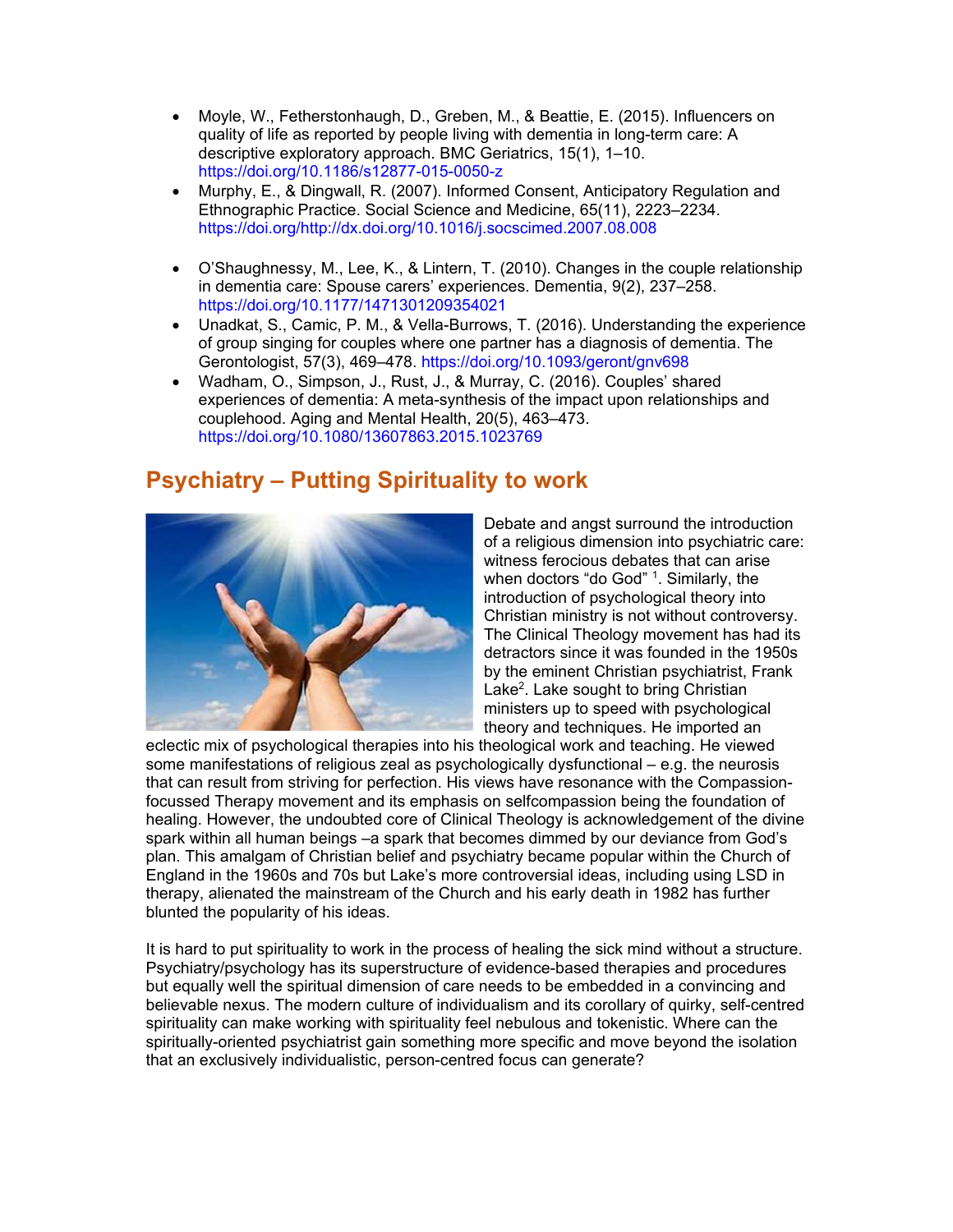- Moyle, W., Fetherstonhaugh, D., Greben, M., & Beattie, E. (2015). Influencers on quality of life as reported by people living with dementia in long-term care: A descriptive exploratory approach. BMC Geriatrics, 15(1), 1–10. https://doi.org/10.1186/s12877-015-0050-z
- Murphy, E., & Dingwall, R. (2007). Informed Consent, Anticipatory Regulation and Ethnographic Practice. Social Science and Medicine, 65(11), 2223–2234. https://doi.org/http://dx.doi.org/10.1016/j.socscimed.2007.08.008
- O'Shaughnessy, M., Lee, K., & Lintern, T. (2010). Changes in the couple relationship in dementia care: Spouse carers' experiences. Dementia, 9(2), 237–258. https://doi.org/10.1177/1471301209354021
- Unadkat, S., Camic, P. M., & Vella-Burrows, T. (2016). Understanding the experience of group singing for couples where one partner has a diagnosis of dementia. The Gerontologist, 57(3), 469–478. https://doi.org/10.1093/geront/gnv698
- Wadham, O., Simpson, J., Rust, J., & Murray, C. (2016). Couples' shared experiences of dementia: A meta-synthesis of the impact upon relationships and couplehood. Aging and Mental Health, 20(5), 463–473. https://doi.org/10.1080/13607863.2015.1023769

## Psychiatry – Putting Spirituality to work

Debate and angst surround the introduction of a religious dimension into psychiatric care: witness ferocious debates that can arise when doctors "do God" [1]. Similarly, the introduction of psychological theory into Christian ministry is not without controversy. The Clinical Theology movement has had its detractors since it was founded in the 1950s by the eminent Christian psychiatrist, Frank Lake[2]. Lake sought to bring Christian ministers up to speed with psychological theory and techniques. He imported an eclectic mix of psychological therapies into his theological work and teaching. He viewed some manifestations of religious zeal as psychologically dysfunctional – e.g. the neurosis that can result from striving for perfection. His views have resonance with the Compassion-focussed Therapy movement and its emphasis on selfcompassion being the foundation of healing. However, the undoubted core of Clinical Theology is acknowledgement of the divine spark within all human beings –a spark that becomes dimmed by our deviance from God's plan. This amalgam of Christian belief and psychiatry became popular within the Church of England in the 1960s and 70s but Lake's more controversial ideas, including using LSD in therapy, alienated the mainstream of the Church and his early death in 1982 has further blunted the popularity of his ideas.

It is hard to put spirituality to work in the process of healing the sick mind without a structure. Psychiatry/psychology has its superstructure of evidence-based therapies and procedures but equally well the spiritual dimension of care needs to be embedded in a convincing and believable nexus. The modern culture of individualism and its corollary of quirky, self-centred spirituality can make working with spirituality feel nebulous and tokenistic. Where can the spiritually-oriented psychiatrist gain something more specific and move beyond the isolation that an exclusively individualistic, person-centred focus can generate?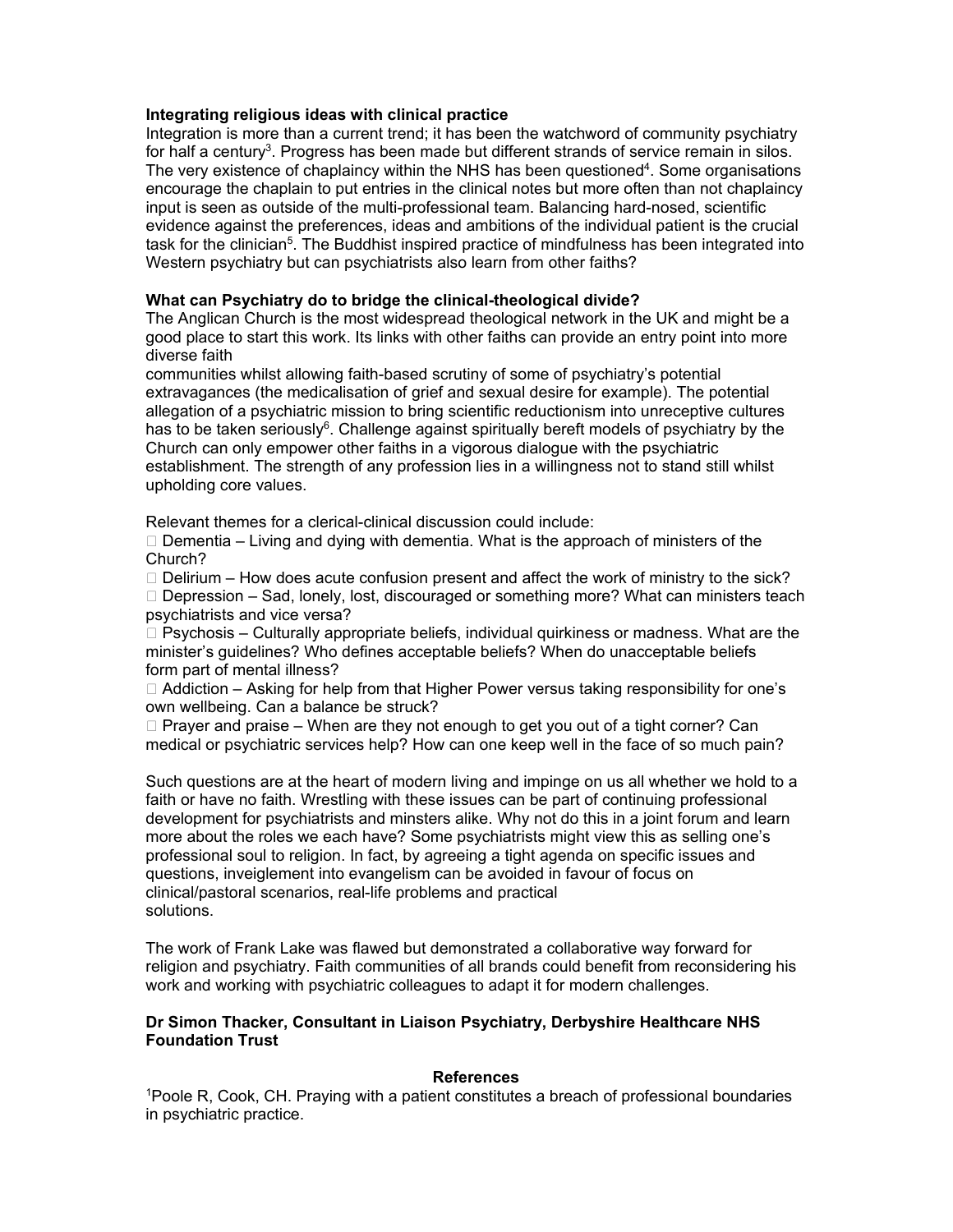**Integrating religious ideas with clinical practice**

Integration is more than a current trend; it has been the watchword of community psychiatry for half a century[3]. Progress has been made but different strands of service remain in silos. The very existence of chaplaincy within the NHS has been questioned[4]. Some organisations encourage the chaplain to put entries in the clinical notes but more often than not chaplaincy input is seen as outside of the multi-professional team. Balancing hard-nosed, scientific evidence against the preferences, ideas and ambitions of the individual patient is the crucial task for the clinician[5]. The Buddhist inspired practice of mindfulness has been integrated into Western psychiatry but can psychiatrists also learn from other faiths?

**What can Psychiatry do to bridge the clinical-theological divide?**

The Anglican Church is the most widespread theological network in the UK and might be a good place to start this work. Its links with other faiths can provide an entry point into more diverse faith communities whilst allowing faith-based scrutiny of some of psychiatry's potential extravagances (the medicalisation of grief and sexual desire for example). The potential allegation of a psychiatric mission to bring scientific reductionism into unreceptive cultures has to be taken seriously[6]. Challenge against spiritually bereft models of psychiatry by the Church can only empower other faiths in a vigorous dialogue with the psychiatric establishment. The strength of any profession lies in a willingness not to stand still whilst upholding core values.

Relevant themes for a clerical-clinical discussion could include:

- Dementia – Living and dying with dementia. What is the approach of ministers of the Church?
- Delirium – How does acute confusion present and affect the work of ministry to the sick?
- Depression – Sad, lonely, lost, discouraged or something more? What can ministers teach psychiatrists and vice versa?
- Psychosis – Culturally appropriate beliefs, individual quirkiness or madness. What are the minister's guidelines? Who defines acceptable beliefs? When do unacceptable beliefs form part of mental illness?
- Addiction – Asking for help from that Higher Power versus taking responsibility for one's own wellbeing. Can a balance be struck?
- Prayer and praise – When are they not enough to get you out of a tight corner? Can medical or psychiatric services help? How can one keep well in the face of so much pain?

Such questions are at the heart of modern living and impinge on us all whether we hold to a faith or have no faith. Wrestling with these issues can be part of continuing professional development for psychiatrists and minsters alike. Why not do this in a joint forum and learn more about the roles we each have? Some psychiatrists might view this as selling one's professional soul to religion. In fact, by agreeing a tight agenda on specific issues and questions, inveiglement into evangelism can be avoided in favour of focus on clinical/pastoral scenarios, real-life problems and practical solutions.

The work of Frank Lake was flawed but demonstrated a collaborative way forward for religion and psychiatry. Faith communities of all brands could benefit from reconsidering his work and working with psychiatric colleagues to adapt it for modern challenges.

**Dr Simon Thacker, Consultant in Liaison Psychiatry, Derbyshire Healthcare NHS Foundation Trust**

**References**

[1]Poole R, Cook, CH. Praying with a patient constitutes a breach of professional boundaries in psychiatric practice.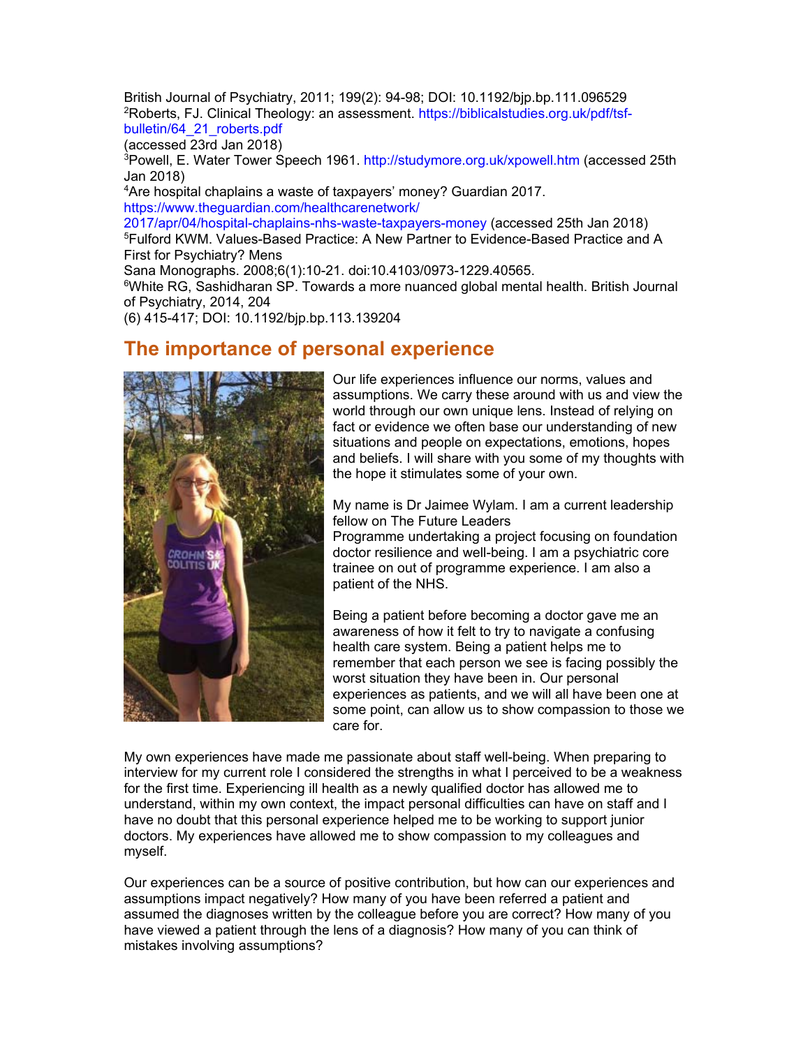British Journal of Psychiatry, 2011; 199(2): 94-98; DOI: 10.1192/bjp.bp.111.096529
[2]Roberts, FJ. Clinical Theology: an assessment. https://biblicalstudies.org.uk/pdf/tsf-bulletin/64_21_roberts.pdf
(accessed 23rd Jan 2018)
[3]Powell, E. Water Tower Speech 1961. http://studymore.org.uk/xpowell.htm (accessed 25th Jan 2018)
[4]Are hospital chaplains a waste of taxpayers' money? Guardian 2017. https://www.theguardian.com/healthcarenetwork/2017/apr/04/hospital-chaplains-nhs-waste-taxpayers-money (accessed 25th Jan 2018)
[5]Fulford KWM. Values-Based Practice: A New Partner to Evidence-Based Practice and A First for Psychiatry? Mens Sana Monographs. 2008;6(1):10-21. doi:10.4103/0973-1229.40565.
[6]White RG, Sashidharan SP. Towards a more nuanced global mental health. British Journal of Psychiatry, 2014, 204 (6) 415-417; DOI: 10.1192/bjp.bp.113.139204

## The importance of personal experience

Our life experiences influence our norms, values and assumptions. We carry these around with us and view the world through our own unique lens. Instead of relying on fact or evidence we often base our understanding of new situations and people on expectations, emotions, hopes and beliefs. I will share with you some of my thoughts with the hope it stimulates some of your own.

My name is Dr Jaimee Wylam. I am a current leadership fellow on The Future Leaders Programme undertaking a project focusing on foundation doctor resilience and well-being. I am a psychiatric core trainee on out of programme experience. I am also a patient of the NHS.

Being a patient before becoming a doctor gave me an awareness of how it felt to try to navigate a confusing health care system. Being a patient helps me to remember that each person we see is facing possibly the worst situation they have been in. Our personal experiences as patients, and we will all have been one at some point, can allow us to show compassion to those we care for.

My own experiences have made me passionate about staff well-being. When preparing to interview for my current role I considered the strengths in what I perceived to be a weakness for the first time. Experiencing ill health as a newly qualified doctor has allowed me to understand, within my own context, the impact personal difficulties can have on staff and I have no doubt that this personal experience helped me to be working to support junior doctors. My experiences have allowed me to show compassion to my colleagues and myself.

Our experiences can be a source of positive contribution, but how can our experiences and assumptions impact negatively? How many of you have been referred a patient and assumed the diagnoses written by the colleague before you are correct? How many of you have viewed a patient through the lens of a diagnosis? How many of you can think of mistakes involving assumptions?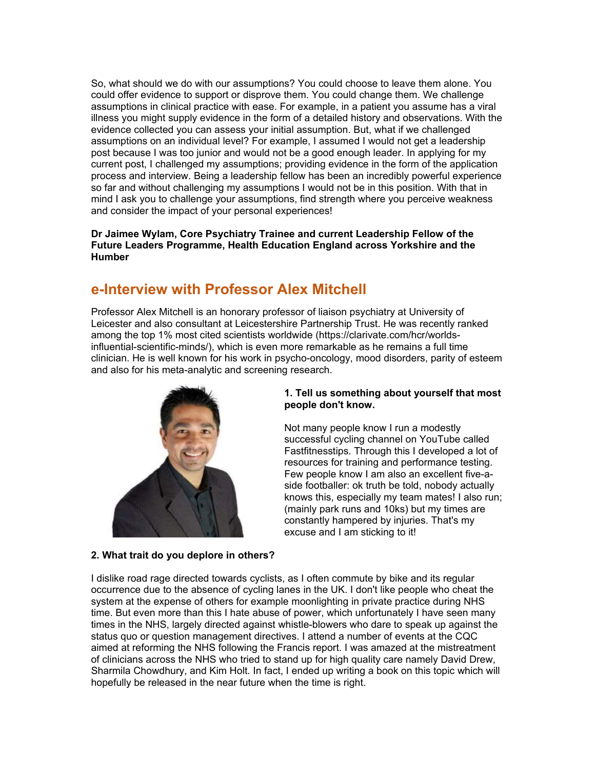So, what should we do with our assumptions? You could choose to leave them alone. You could offer evidence to support or disprove them. You could change them. We challenge assumptions in clinical practice with ease. For example, in a patient you assume has a viral illness you might supply evidence in the form of a detailed history and observations. With the evidence collected you can assess your initial assumption. But, what if we challenged assumptions on an individual level? For example, I assumed I would not get a leadership post because I was too junior and would not be a good enough leader. In applying for my current post, I challenged my assumptions; providing evidence in the form of the application process and interview. Being a leadership fellow has been an incredibly powerful experience so far and without challenging my assumptions I would not be in this position. With that in mind I ask you to challenge your assumptions, find strength where you perceive weakness and consider the impact of your personal experiences!

**Dr Jaimee Wylam, Core Psychiatry Trainee and current Leadership Fellow of the Future Leaders Programme, Health Education England across Yorkshire and the Humber**

## e-Interview with Professor Alex Mitchell

Professor Alex Mitchell is an honorary professor of liaison psychiatry at University of Leicester and also consultant at Leicestershire Partnership Trust. He was recently ranked among the top 1% most cited scientists worldwide (https://clarivate.com/hcr/worlds-influential-scientific-minds/), which is even more remarkable as he remains a full time clinician. He is well known for his work in psycho-oncology, mood disorders, parity of esteem and also for his meta-analytic and screening research.

**1. Tell us something about yourself that most people don't know.**

Not many people know I run a modestly successful cycling channel on YouTube called Fastfitnesstips. Through this I developed a lot of resources for training and performance testing. Few people know I am also an excellent five-a-side footballer: ok truth be told, nobody actually knows this, especially my team mates! I also run; (mainly park runs and 10ks) but my times are constantly hampered by injuries. That's my excuse and I am sticking to it!

**2. What trait do you deplore in others?**

I dislike road rage directed towards cyclists, as I often commute by bike and its regular occurrence due to the absence of cycling lanes in the UK. I don't like people who cheat the system at the expense of others for example moonlighting in private practice during NHS time. But even more than this I hate abuse of power, which unfortunately I have seen many times in the NHS, largely directed against whistle-blowers who dare to speak up against the status quo or question management directives. I attend a number of events at the CQC aimed at reforming the NHS following the Francis report. I was amazed at the mistreatment of clinicians across the NHS who tried to stand up for high quality care namely David Drew, Sharmila Chowdhury, and Kim Holt. In fact, I ended up writing a book on this topic which will hopefully be released in the near future when the time is right.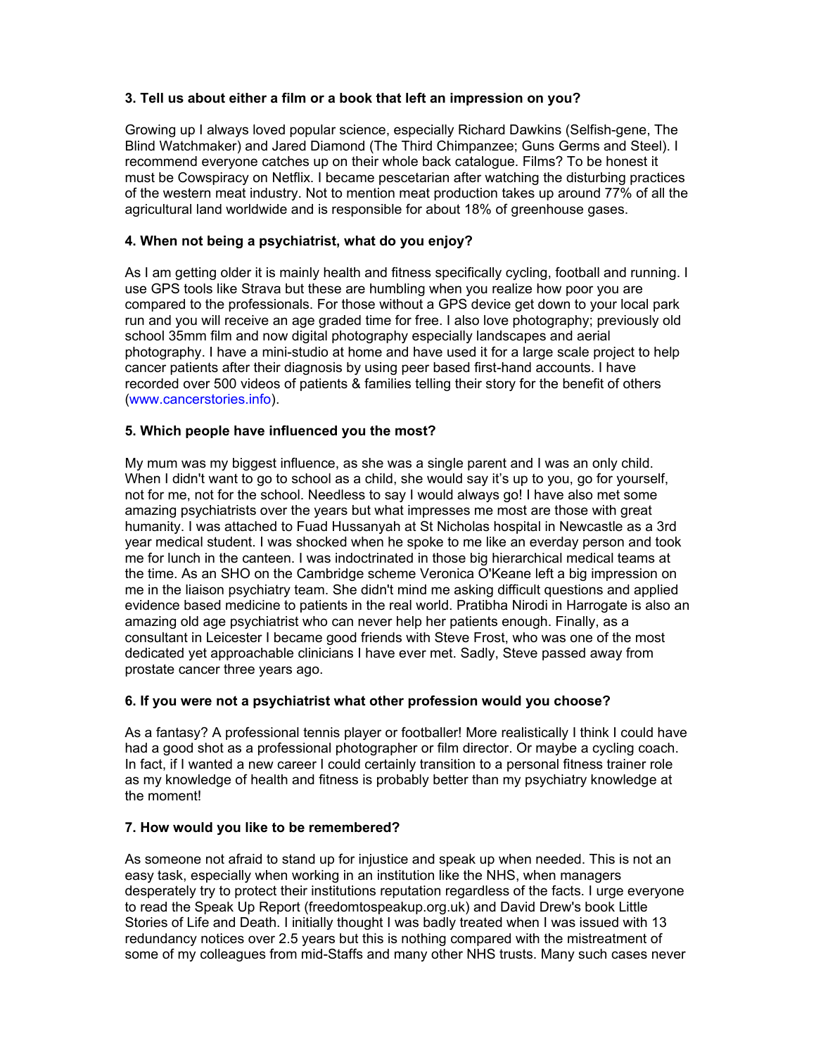**3. Tell us about either a film or a book that left an impression on you?**

Growing up I always loved popular science, especially Richard Dawkins (Selfish-gene, The Blind Watchmaker) and Jared Diamond (The Third Chimpanzee; Guns Germs and Steel). I recommend everyone catches up on their whole back catalogue. Films? To be honest it must be Cowspiracy on Netflix. I became pescetarian after watching the disturbing practices of the western meat industry. Not to mention meat production takes up around 77% of all the agricultural land worldwide and is responsible for about 18% of greenhouse gases.

**4. When not being a psychiatrist, what do you enjoy?**

As I am getting older it is mainly health and fitness specifically cycling, football and running. I use GPS tools like Strava but these are humbling when you realize how poor you are compared to the professionals. For those without a GPS device get down to your local park run and you will receive an age graded time for free. I also love photography; previously old school 35mm film and now digital photography especially landscapes and aerial photography. I have a mini-studio at home and have used it for a large scale project to help cancer patients after their diagnosis by using peer based first-hand accounts. I have recorded over 500 videos of patients & families telling their story for the benefit of others (www.cancerstories.info).

**5. Which people have influenced you the most?**

My mum was my biggest influence, as she was a single parent and I was an only child. When I didn't want to go to school as a child, she would say it's up to you, go for yourself, not for me, not for the school. Needless to say I would always go! I have also met some amazing psychiatrists over the years but what impresses me most are those with great humanity. I was attached to Fuad Hussanyah at St Nicholas hospital in Newcastle as a 3rd year medical student. I was shocked when he spoke to me like an everday person and took me for lunch in the canteen. I was indoctrinated in those big hierarchical medical teams at the time. As an SHO on the Cambridge scheme Veronica O'Keane left a big impression on me in the liaison psychiatry team. She didn't mind me asking difficult questions and applied evidence based medicine to patients in the real world. Pratibha Nirodi in Harrogate is also an amazing old age psychiatrist who can never help her patients enough. Finally, as a consultant in Leicester I became good friends with Steve Frost, who was one of the most dedicated yet approachable clinicians I have ever met. Sadly, Steve passed away from prostate cancer three years ago.

**6. If you were not a psychiatrist what other profession would you choose?**

As a fantasy? A professional tennis player or footballer! More realistically I think I could have had a good shot as a professional photographer or film director. Or maybe a cycling coach. In fact, if I wanted a new career I could certainly transition to a personal fitness trainer role as my knowledge of health and fitness is probably better than my psychiatry knowledge at the moment!

**7. How would you like to be remembered?**

As someone not afraid to stand up for injustice and speak up when needed. This is not an easy task, especially when working in an institution like the NHS, when managers desperately try to protect their institutions reputation regardless of the facts. I urge everyone to read the Speak Up Report (freedomtospeakup.org.uk) and David Drew's book Little Stories of Life and Death. I initially thought I was badly treated when I was issued with 13 redundancy notices over 2.5 years but this is nothing compared with the mistreatment of some of my colleagues from mid-Staffs and many other NHS trusts. Many such cases never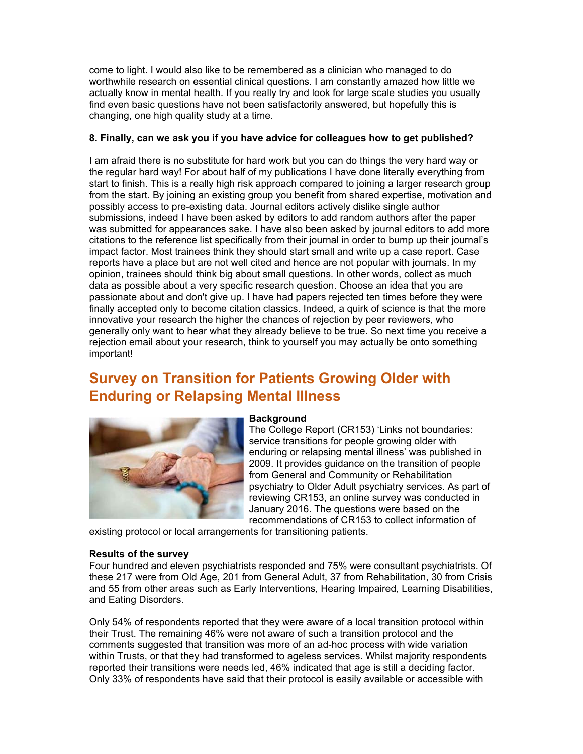come to light. I would also like to be remembered as a clinician who managed to do worthwhile research on essential clinical questions. I am constantly amazed how little we actually know in mental health. If you really try and look for large scale studies you usually find even basic questions have not been satisfactorily answered, but hopefully this is changing, one high quality study at a time.

**8. Finally, can we ask you if you have advice for colleagues how to get published?**

I am afraid there is no substitute for hard work but you can do things the very hard way or the regular hard way! For about half of my publications I have done literally everything from start to finish. This is a really high risk approach compared to joining a larger research group from the start. By joining an existing group you benefit from shared expertise, motivation and possibly access to pre-existing data. Journal editors actively dislike single author submissions, indeed I have been asked by editors to add random authors after the paper was submitted for appearances sake. I have also been asked by journal editors to add more citations to the reference list specifically from their journal in order to bump up their journal's impact factor. Most trainees think they should start small and write up a case report. Case reports have a place but are not well cited and hence are not popular with journals. In my opinion, trainees should think big about small questions. In other words, collect as much data as possible about a very specific research question. Choose an idea that you are passionate about and don't give up. I have had papers rejected ten times before they were finally accepted only to become citation classics. Indeed, a quirk of science is that the more innovative your research the higher the chances of rejection by peer reviewers, who generally only want to hear what they already believe to be true. So next time you receive a rejection email about your research, think to yourself you may actually be onto something important!

## Survey on Transition for Patients Growing Older with Enduring or Relapsing Mental Illness

**Background**

The College Report (CR153) 'Links not boundaries: service transitions for people growing older with enduring or relapsing mental illness' was published in 2009. It provides guidance on the transition of people from General and Community or Rehabilitation psychiatry to Older Adult psychiatry services. As part of reviewing CR153, an online survey was conducted in January 2016. The questions were based on the recommendations of CR153 to collect information of existing protocol or local arrangements for transitioning patients.

**Results of the survey**

Four hundred and eleven psychiatrists responded and 75% were consultant psychiatrists. Of these 217 were from Old Age, 201 from General Adult, 37 from Rehabilitation, 30 from Crisis and 55 from other areas such as Early Interventions, Hearing Impaired, Learning Disabilities, and Eating Disorders.

Only 54% of respondents reported that they were aware of a local transition protocol within their Trust. The remaining 46% were not aware of such a transition protocol and the comments suggested that transition was more of an ad-hoc process with wide variation within Trusts, or that they had transformed to ageless services. Whilst majority respondents reported their transitions were needs led, 46% indicated that age is still a deciding factor. Only 33% of respondents have said that their protocol is easily available or accessible with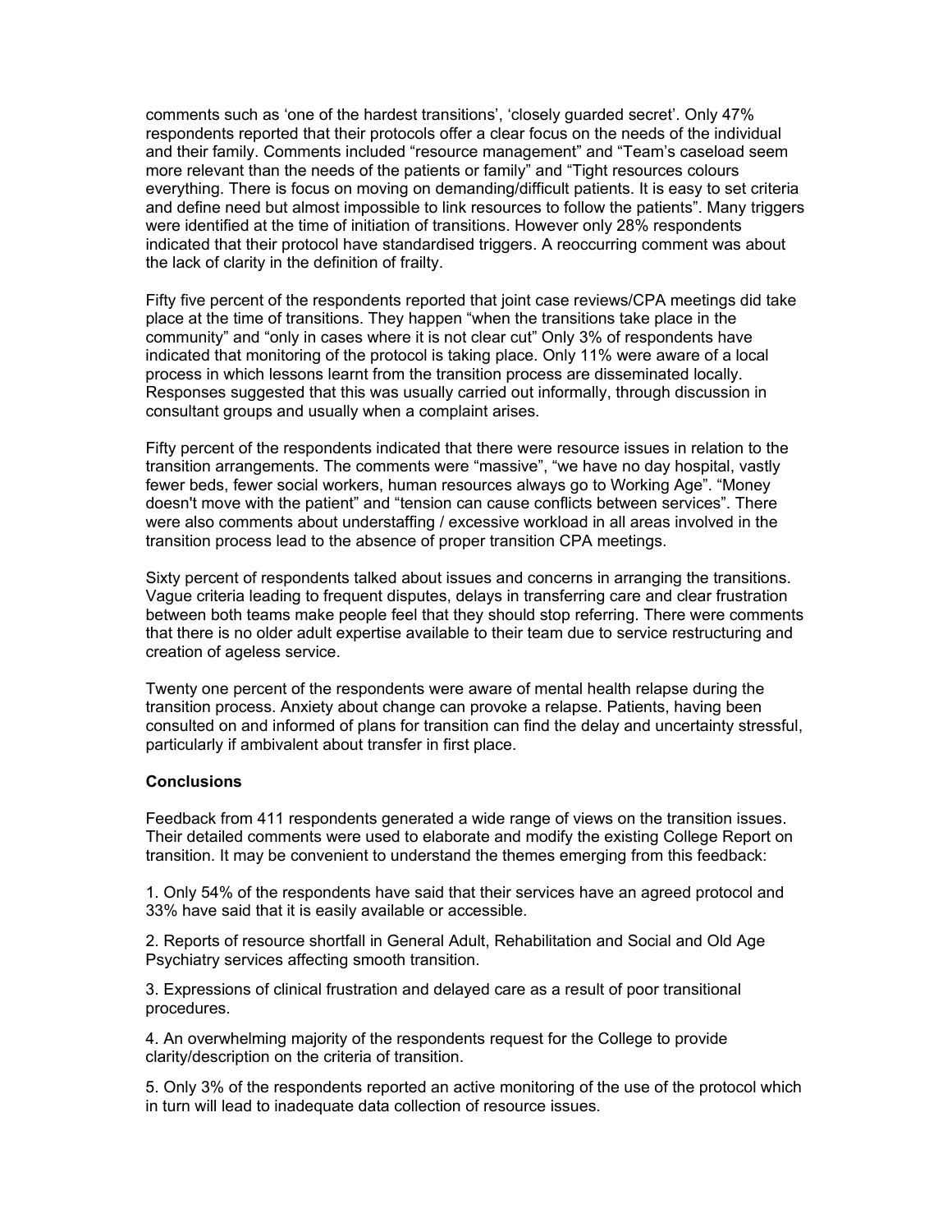comments such as 'one of the hardest transitions', 'closely guarded secret'. Only 47% respondents reported that their protocols offer a clear focus on the needs of the individual and their family. Comments included "resource management" and "Team's caseload seem more relevant than the needs of the patients or family" and "Tight resources colours everything. There is focus on moving on demanding/difficult patients. It is easy to set criteria and define need but almost impossible to link resources to follow the patients". Many triggers were identified at the time of initiation of transitions. However only 28% respondents indicated that their protocol have standardised triggers. A reoccurring comment was about the lack of clarity in the definition of frailty.

Fifty five percent of the respondents reported that joint case reviews/CPA meetings did take place at the time of transitions. They happen "when the transitions take place in the community" and "only in cases where it is not clear cut" Only 3% of respondents have indicated that monitoring of the protocol is taking place. Only 11% were aware of a local process in which lessons learnt from the transition process are disseminated locally. Responses suggested that this was usually carried out informally, through discussion in consultant groups and usually when a complaint arises.

Fifty percent of the respondents indicated that there were resource issues in relation to the transition arrangements. The comments were "massive", "we have no day hospital, vastly fewer beds, fewer social workers, human resources always go to Working Age". "Money doesn't move with the patient" and "tension can cause conflicts between services". There were also comments about understaffing / excessive workload in all areas involved in the transition process lead to the absence of proper transition CPA meetings.

Sixty percent of respondents talked about issues and concerns in arranging the transitions. Vague criteria leading to frequent disputes, delays in transferring care and clear frustration between both teams make people feel that they should stop referring. There were comments that there is no older adult expertise available to their team due to service restructuring and creation of ageless service.

Twenty one percent of the respondents were aware of mental health relapse during the transition process. Anxiety about change can provoke a relapse. Patients, having been consulted on and informed of plans for transition can find the delay and uncertainty stressful, particularly if ambivalent about transfer in first place.

**Conclusions**

Feedback from 411 respondents generated a wide range of views on the transition issues. Their detailed comments were used to elaborate and modify the existing College Report on transition. It may be convenient to understand the themes emerging from this feedback:

1. Only 54% of the respondents have said that their services have an agreed protocol and 33% have said that it is easily available or accessible.

2. Reports of resource shortfall in General Adult, Rehabilitation and Social and Old Age Psychiatry services affecting smooth transition.

3. Expressions of clinical frustration and delayed care as a result of poor transitional procedures.

4. An overwhelming majority of the respondents request for the College to provide clarity/description on the criteria of transition.

5. Only 3% of the respondents reported an active monitoring of the use of the protocol which in turn will lead to inadequate data collection of resource issues.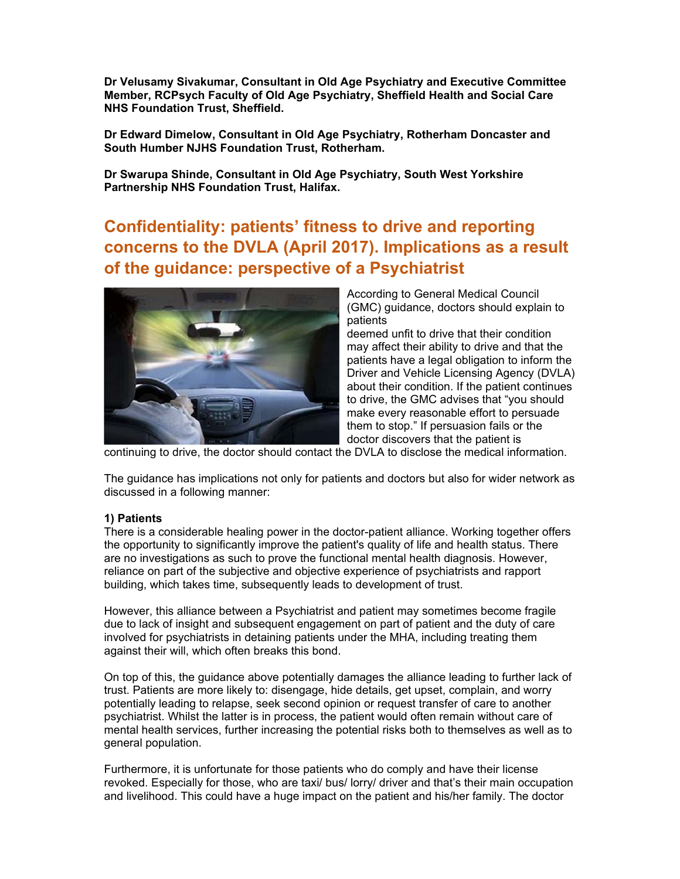**Dr Velusamy Sivakumar, Consultant in Old Age Psychiatry and Executive Committee Member, RCPsych Faculty of Old Age Psychiatry, Sheffield Health and Social Care NHS Foundation Trust, Sheffield.**

**Dr Edward Dimelow, Consultant in Old Age Psychiatry, Rotherham Doncaster and South Humber NJHS Foundation Trust, Rotherham.**

**Dr Swarupa Shinde, Consultant in Old Age Psychiatry, South West Yorkshire Partnership NHS Foundation Trust, Halifax.**

## Confidentiality: patients' fitness to drive and reporting concerns to the DVLA (April 2017). Implications as a result of the guidance: perspective of a Psychiatrist

According to General Medical Council (GMC) guidance, doctors should explain to patients deemed unfit to drive that their condition may affect their ability to drive and that the patients have a legal obligation to inform the Driver and Vehicle Licensing Agency (DVLA) about their condition. If the patient continues to drive, the GMC advises that "you should make every reasonable effort to persuade them to stop." If persuasion fails or the doctor discovers that the patient is continuing to drive, the doctor should contact the DVLA to disclose the medical information.

The guidance has implications not only for patients and doctors but also for wider network as discussed in a following manner:

**1) Patients**

There is a considerable healing power in the doctor-patient alliance. Working together offers the opportunity to significantly improve the patient's quality of life and health status. There are no investigations as such to prove the functional mental health diagnosis. However, reliance on part of the subjective and objective experience of psychiatrists and rapport building, which takes time, subsequently leads to development of trust.

However, this alliance between a Psychiatrist and patient may sometimes become fragile due to lack of insight and subsequent engagement on part of patient and the duty of care involved for psychiatrists in detaining patients under the MHA, including treating them against their will, which often breaks this bond.

On top of this, the guidance above potentially damages the alliance leading to further lack of trust. Patients are more likely to: disengage, hide details, get upset, complain, and worry potentially leading to relapse, seek second opinion or request transfer of care to another psychiatrist. Whilst the latter is in process, the patient would often remain without care of mental health services, further increasing the potential risks both to themselves as well as to general population.

Furthermore, it is unfortunate for those patients who do comply and have their license revoked. Especially for those, who are taxi/ bus/ lorry/ driver and that's their main occupation and livelihood. This could have a huge impact on the patient and his/her family. The doctor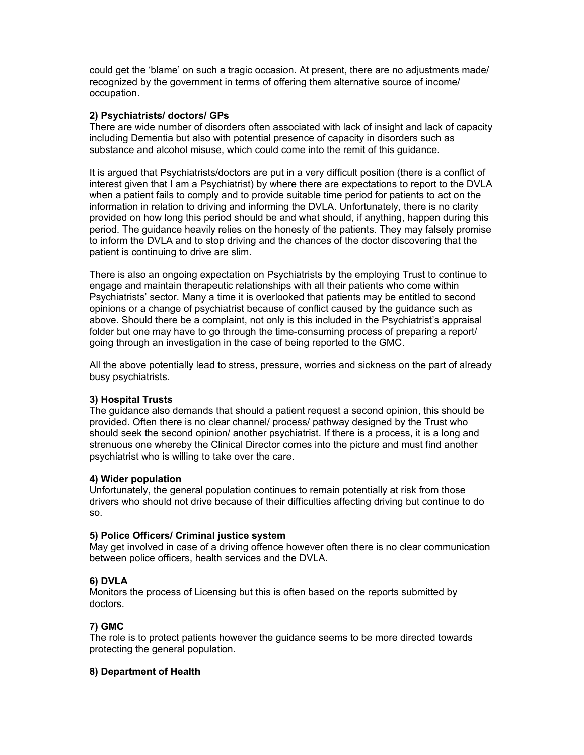could get the 'blame' on such a tragic occasion. At present, there are no adjustments made/ recognized by the government in terms of offering them alternative source of income/ occupation.

**2) Psychiatrists/ doctors/ GPs**

There are wide number of disorders often associated with lack of insight and lack of capacity including Dementia but also with potential presence of capacity in disorders such as substance and alcohol misuse, which could come into the remit of this guidance.

It is argued that Psychiatrists/doctors are put in a very difficult position (there is a conflict of interest given that I am a Psychiatrist) by where there are expectations to report to the DVLA when a patient fails to comply and to provide suitable time period for patients to act on the information in relation to driving and informing the DVLA. Unfortunately, there is no clarity provided on how long this period should be and what should, if anything, happen during this period. The guidance heavily relies on the honesty of the patients. They may falsely promise to inform the DVLA and to stop driving and the chances of the doctor discovering that the patient is continuing to drive are slim.

There is also an ongoing expectation on Psychiatrists by the employing Trust to continue to engage and maintain therapeutic relationships with all their patients who come within Psychiatrists' sector. Many a time it is overlooked that patients may be entitled to second opinions or a change of psychiatrist because of conflict caused by the guidance such as above. Should there be a complaint, not only is this included in the Psychiatrist's appraisal folder but one may have to go through the time-consuming process of preparing a report/ going through an investigation in the case of being reported to the GMC.

All the above potentially lead to stress, pressure, worries and sickness on the part of already busy psychiatrists.

**3) Hospital Trusts**

The guidance also demands that should a patient request a second opinion, this should be provided. Often there is no clear channel/ process/ pathway designed by the Trust who should seek the second opinion/ another psychiatrist. If there is a process, it is a long and strenuous one whereby the Clinical Director comes into the picture and must find another psychiatrist who is willing to take over the care.

**4) Wider population**

Unfortunately, the general population continues to remain potentially at risk from those drivers who should not drive because of their difficulties affecting driving but continue to do so.

**5) Police Officers/ Criminal justice system**

May get involved in case of a driving offence however often there is no clear communication between police officers, health services and the DVLA.

**6) DVLA**

Monitors the process of Licensing but this is often based on the reports submitted by doctors.

**7) GMC**

The role is to protect patients however the guidance seems to be more directed towards protecting the general population.

**8) Department of Health**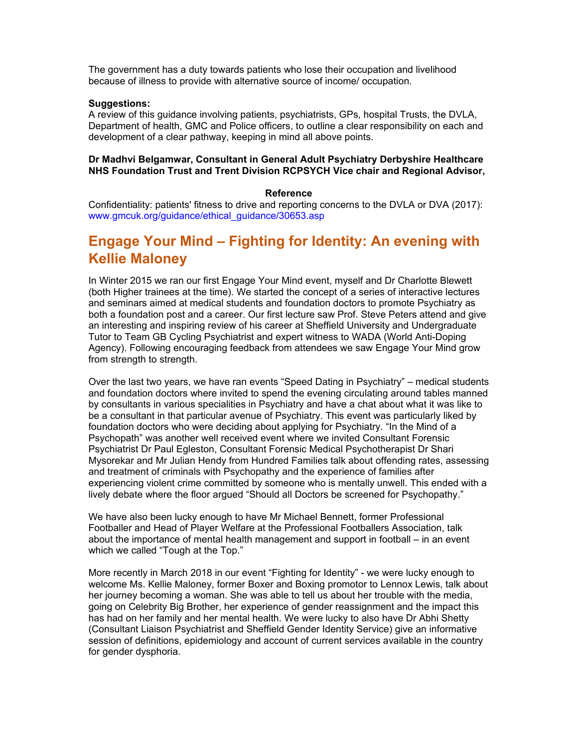The government has a duty towards patients who lose their occupation and livelihood because of illness to provide with alternative source of income/ occupation.

**Suggestions:**
A review of this guidance involving patients, psychiatrists, GPs, hospital Trusts, the DVLA, Department of health, GMC and Police officers, to outline a clear responsibility on each and development of a clear pathway, keeping in mind all above points.

**Dr Madhvi Belgamwar, Consultant in General Adult Psychiatry Derbyshire Healthcare NHS Foundation Trust and Trent Division RCPSYCH Vice chair and Regional Advisor,**

**Reference**

Confidentiality: patients' fitness to drive and reporting concerns to the DVLA or DVA (2017): www.gmcuk.org/guidance/ethical_guidance/30653.asp

## Engage Your Mind – Fighting for Identity: An evening with Kellie Maloney

In Winter 2015 we ran our first Engage Your Mind event, myself and Dr Charlotte Blewett (both Higher trainees at the time). We started the concept of a series of interactive lectures and seminars aimed at medical students and foundation doctors to promote Psychiatry as both a foundation post and a career. Our first lecture saw Prof. Steve Peters attend and give an interesting and inspiring review of his career at Sheffield University and Undergraduate Tutor to Team GB Cycling Psychiatrist and expert witness to WADA (World Anti-Doping Agency). Following encouraging feedback from attendees we saw Engage Your Mind grow from strength to strength.

Over the last two years, we have ran events "Speed Dating in Psychiatry" – medical students and foundation doctors where invited to spend the evening circulating around tables manned by consultants in various specialities in Psychiatry and have a chat about what it was like to be a consultant in that particular avenue of Psychiatry. This event was particularly liked by foundation doctors who were deciding about applying for Psychiatry. "In the Mind of a Psychopath" was another well received event where we invited Consultant Forensic Psychiatrist Dr Paul Egleston, Consultant Forensic Medical Psychotherapist Dr Shari Mysorekar and Mr Julian Hendy from Hundred Families talk about offending rates, assessing and treatment of criminals with Psychopathy and the experience of families after experiencing violent crime committed by someone who is mentally unwell. This ended with a lively debate where the floor argued "Should all Doctors be screened for Psychopathy."

We have also been lucky enough to have Mr Michael Bennett, former Professional Footballer and Head of Player Welfare at the Professional Footballers Association, talk about the importance of mental health management and support in football – in an event which we called "Tough at the Top."

More recently in March 2018 in our event "Fighting for Identity" - we were lucky enough to welcome Ms. Kellie Maloney, former Boxer and Boxing promotor to Lennox Lewis, talk about her journey becoming a woman. She was able to tell us about her trouble with the media, going on Celebrity Big Brother, her experience of gender reassignment and the impact this has had on her family and her mental health. We were lucky to also have Dr Abhi Shetty (Consultant Liaison Psychiatrist and Sheffield Gender Identity Service) give an informative session of definitions, epidemiology and account of current services available in the country for gender dysphoria.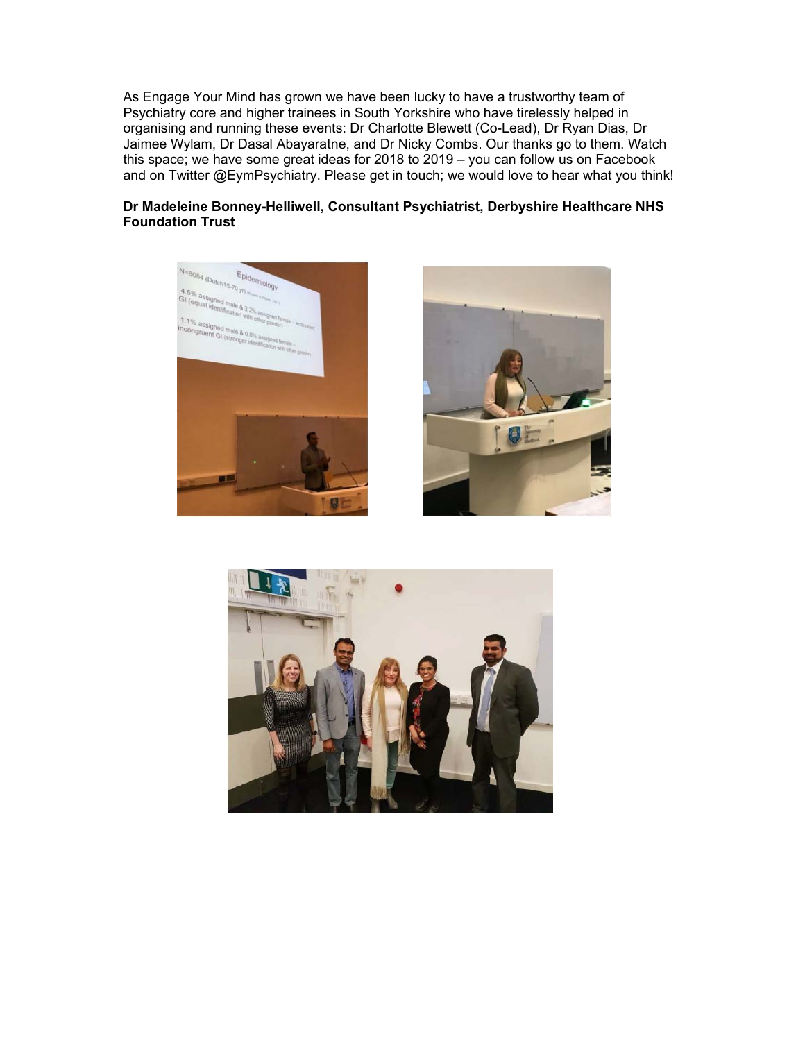As Engage Your Mind has grown we have been lucky to have a trustworthy team of Psychiatry core and higher trainees in South Yorkshire who have tirelessly helped in organising and running these events: Dr Charlotte Blewett (Co-Lead), Dr Ryan Dias, Dr Jaimee Wylam, Dr Dasal Abayaratne, and Dr Nicky Combs. Our thanks go to them. Watch this space; we have some great ideas for 2018 to 2019 – you can follow us on Facebook and on Twitter @EymPsychiatry. Please get in touch; we would love to hear what you think!

**Dr Madeleine Bonney-Helliwell, Consultant Psychiatrist, Derbyshire Healthcare NHS Foundation Trust**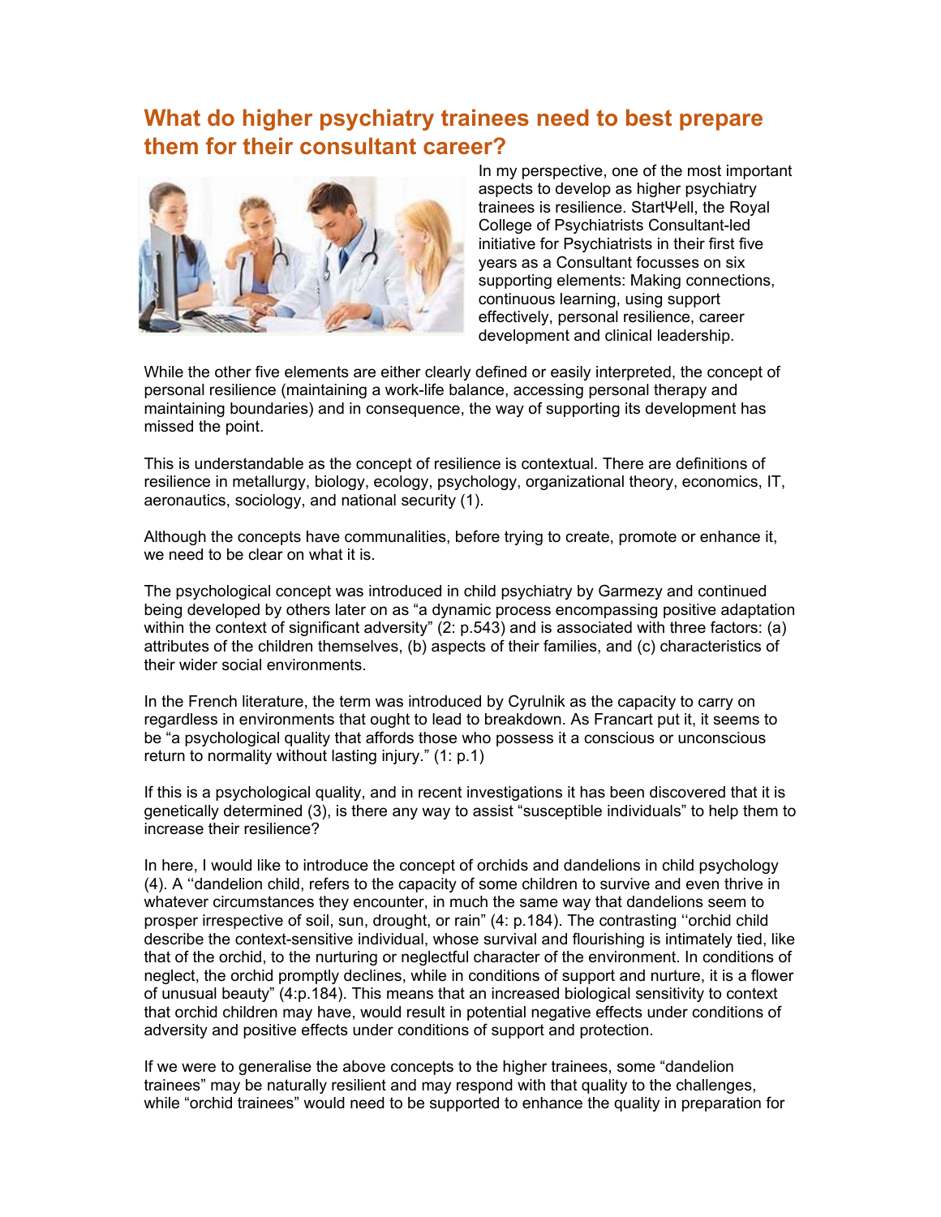## What do higher psychiatry trainees need to best prepare them for their consultant career?

In my perspective, one of the most important aspects to develop as higher psychiatry trainees is resilience. StartΨell, the Royal College of Psychiatrists Consultant-led initiative for Psychiatrists in their first five years as a Consultant focusses on six supporting elements: Making connections, continuous learning, using support effectively, personal resilience, career development and clinical leadership.

While the other five elements are either clearly defined or easily interpreted, the concept of personal resilience (maintaining a work-life balance, accessing personal therapy and maintaining boundaries) and in consequence, the way of supporting its development has missed the point.

This is understandable as the concept of resilience is contextual. There are definitions of resilience in metallurgy, biology, ecology, psychology, organizational theory, economics, IT, aeronautics, sociology, and national security (1).

Although the concepts have communalities, before trying to create, promote or enhance it, we need to be clear on what it is.

The psychological concept was introduced in child psychiatry by Garmezy and continued being developed by others later on as "a dynamic process encompassing positive adaptation within the context of significant adversity" (2: p.543) and is associated with three factors: (a) attributes of the children themselves, (b) aspects of their families, and (c) characteristics of their wider social environments.

In the French literature, the term was introduced by Cyrulnik as the capacity to carry on regardless in environments that ought to lead to breakdown. As Francart put it, it seems to be "a psychological quality that affords those who possess it a conscious or unconscious return to normality without lasting injury." (1: p.1)

If this is a psychological quality, and in recent investigations it has been discovered that it is genetically determined (3), is there any way to assist "susceptible individuals" to help them to increase their resilience?

In here, I would like to introduce the concept of orchids and dandelions in child psychology (4). A ''dandelion child, refers to the capacity of some children to survive and even thrive in whatever circumstances they encounter, in much the same way that dandelions seem to prosper irrespective of soil, sun, drought, or rain" (4: p.184). The contrasting ''orchid child describe the context-sensitive individual, whose survival and flourishing is intimately tied, like that of the orchid, to the nurturing or neglectful character of the environment. In conditions of neglect, the orchid promptly declines, while in conditions of support and nurture, it is a flower of unusual beauty" (4:p.184). This means that an increased biological sensitivity to context that orchid children may have, would result in potential negative effects under conditions of adversity and positive effects under conditions of support and protection.

If we were to generalise the above concepts to the higher trainees, some "dandelion trainees" may be naturally resilient and may respond with that quality to the challenges, while "orchid trainees" would need to be supported to enhance the quality in preparation for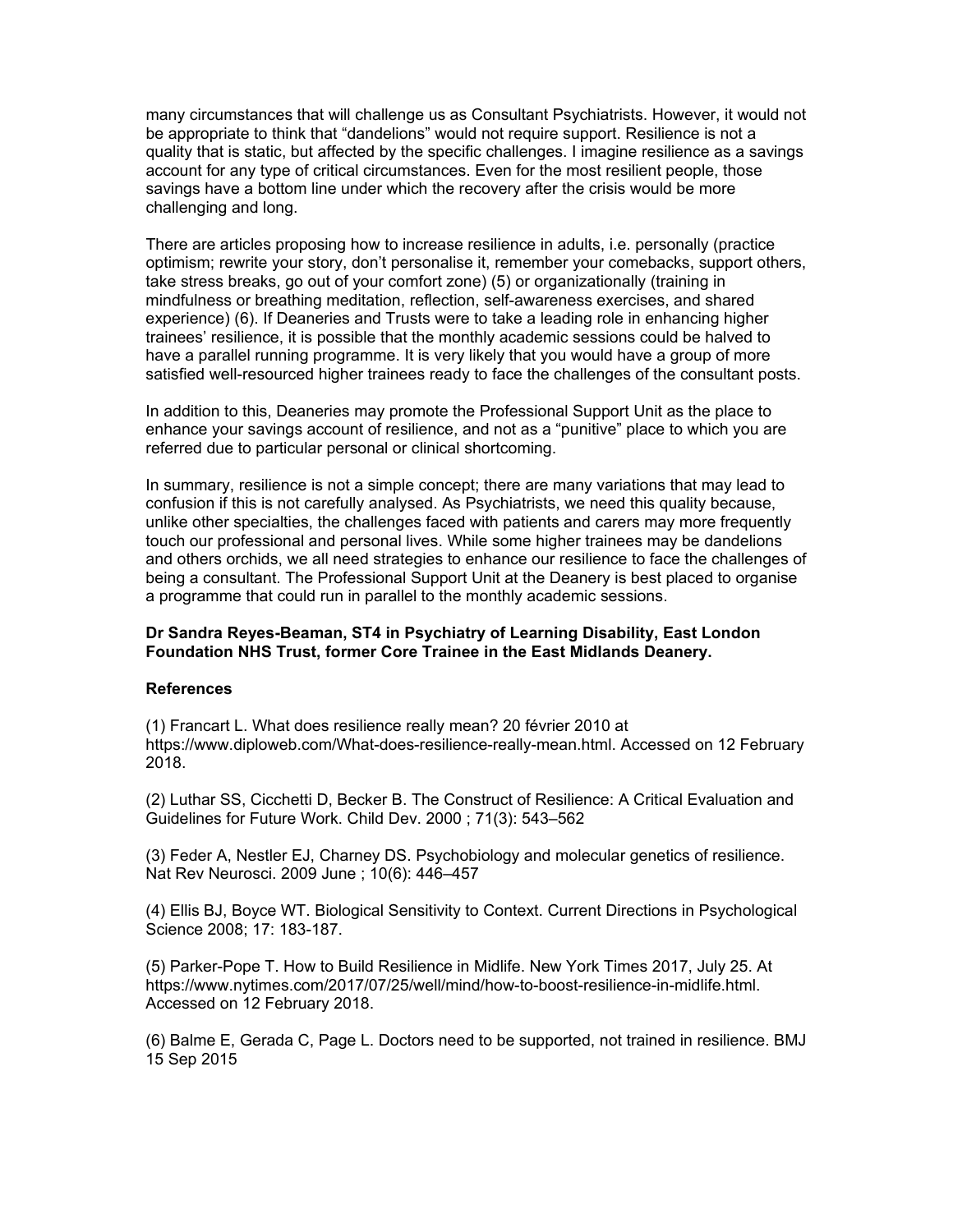many circumstances that will challenge us as Consultant Psychiatrists. However, it would not be appropriate to think that "dandelions" would not require support. Resilience is not a quality that is static, but affected by the specific challenges. I imagine resilience as a savings account for any type of critical circumstances. Even for the most resilient people, those savings have a bottom line under which the recovery after the crisis would be more challenging and long.

There are articles proposing how to increase resilience in adults, i.e. personally (practice optimism; rewrite your story, don't personalise it, remember your comebacks, support others, take stress breaks, go out of your comfort zone) (5) or organizationally (training in mindfulness or breathing meditation, reflection, self-awareness exercises, and shared experience) (6). If Deaneries and Trusts were to take a leading role in enhancing higher trainees' resilience, it is possible that the monthly academic sessions could be halved to have a parallel running programme. It is very likely that you would have a group of more satisfied well-resourced higher trainees ready to face the challenges of the consultant posts.

In addition to this, Deaneries may promote the Professional Support Unit as the place to enhance your savings account of resilience, and not as a "punitive" place to which you are referred due to particular personal or clinical shortcoming.

In summary, resilience is not a simple concept; there are many variations that may lead to confusion if this is not carefully analysed. As Psychiatrists, we need this quality because, unlike other specialties, the challenges faced with patients and carers may more frequently touch our professional and personal lives. While some higher trainees may be dandelions and others orchids, we all need strategies to enhance our resilience to face the challenges of being a consultant. The Professional Support Unit at the Deanery is best placed to organise a programme that could run in parallel to the monthly academic sessions.

**Dr Sandra Reyes-Beaman, ST4 in Psychiatry of Learning Disability, East London Foundation NHS Trust, former Core Trainee in the East Midlands Deanery.**

**References**

(1) Francart L. What does resilience really mean? 20 février 2010 at https://www.diploweb.com/What-does-resilience-really-mean.html. Accessed on 12 February 2018.

(2) Luthar SS, Cicchetti D, Becker B. The Construct of Resilience: A Critical Evaluation and Guidelines for Future Work. Child Dev. 2000 ; 71(3): 543–562

(3) Feder A, Nestler EJ, Charney DS. Psychobiology and molecular genetics of resilience. Nat Rev Neurosci. 2009 June ; 10(6): 446–457

(4) Ellis BJ, Boyce WT. Biological Sensitivity to Context. Current Directions in Psychological Science 2008; 17: 183-187.

(5) Parker-Pope T. How to Build Resilience in Midlife. New York Times 2017, July 25. At https://www.nytimes.com/2017/07/25/well/mind/how-to-boost-resilience-in-midlife.html. Accessed on 12 February 2018.

(6) Balme E, Gerada C, Page L. Doctors need to be supported, not trained in resilience. BMJ 15 Sep 2015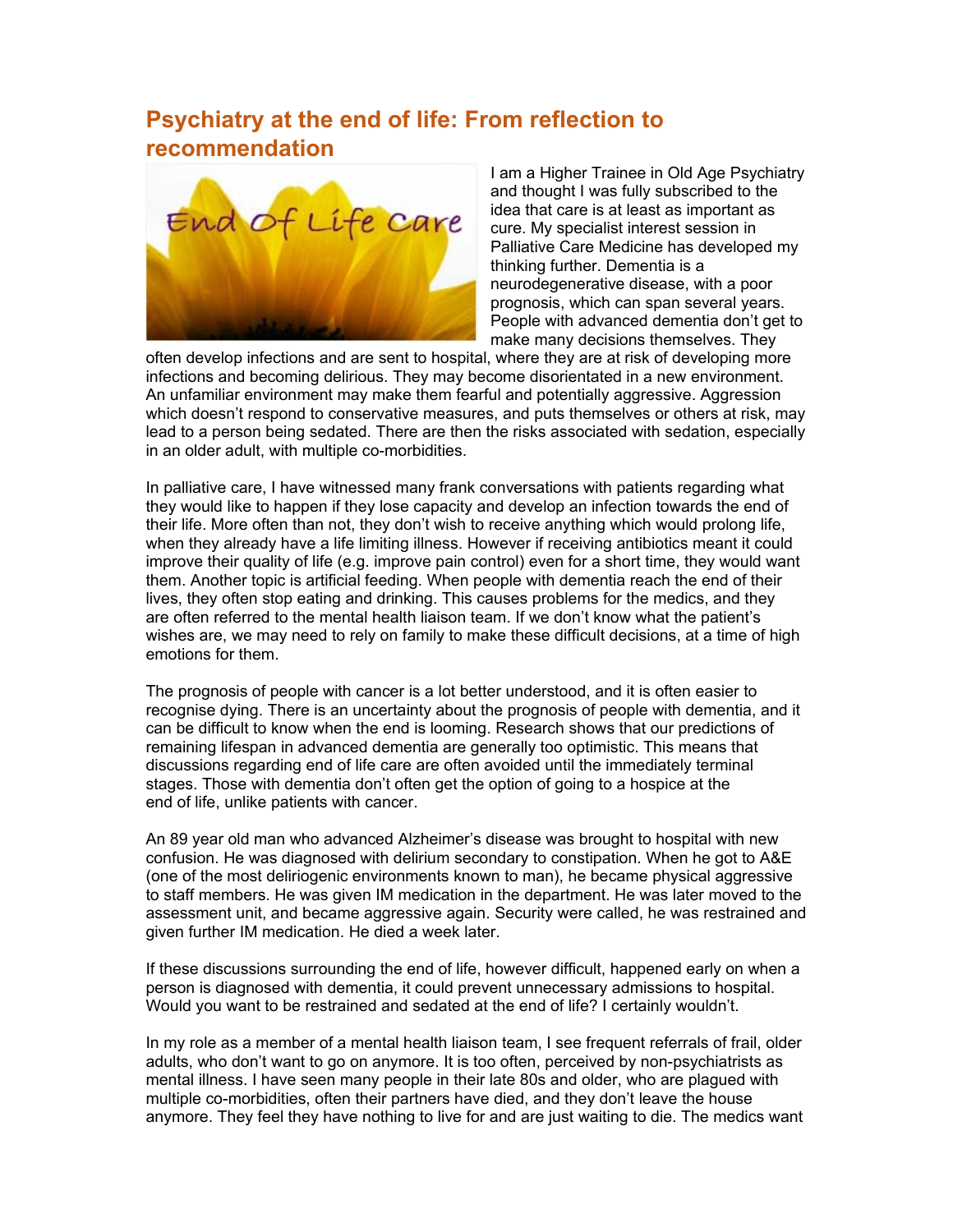## Psychiatry at the end of life: From reflection to recommendation

I am a Higher Trainee in Old Age Psychiatry and thought I was fully subscribed to the idea that care is at least as important as cure. My specialist interest session in Palliative Care Medicine has developed my thinking further. Dementia is a neurodegenerative disease, with a poor prognosis, which can span several years. People with advanced dementia don't get to make many decisions themselves. They often develop infections and are sent to hospital, where they are at risk of developing more infections and becoming delirious. They may become disorientated in a new environment. An unfamiliar environment may make them fearful and potentially aggressive. Aggression which doesn't respond to conservative measures, and puts themselves or others at risk, may lead to a person being sedated. There are then the risks associated with sedation, especially in an older adult, with multiple co-morbidities.

In palliative care, I have witnessed many frank conversations with patients regarding what they would like to happen if they lose capacity and develop an infection towards the end of their life. More often than not, they don't wish to receive anything which would prolong life, when they already have a life limiting illness. However if receiving antibiotics meant it could improve their quality of life (e.g. improve pain control) even for a short time, they would want them. Another topic is artificial feeding. When people with dementia reach the end of their lives, they often stop eating and drinking. This causes problems for the medics, and they are often referred to the mental health liaison team. If we don't know what the patient's wishes are, we may need to rely on family to make these difficult decisions, at a time of high emotions for them.

The prognosis of people with cancer is a lot better understood, and it is often easier to recognise dying. There is an uncertainty about the prognosis of people with dementia, and it can be difficult to know when the end is looming. Research shows that our predictions of remaining lifespan in advanced dementia are generally too optimistic. This means that discussions regarding end of life care are often avoided until the immediately terminal stages. Those with dementia don't often get the option of going to a hospice at the end of life, unlike patients with cancer.

An 89 year old man who advanced Alzheimer's disease was brought to hospital with new confusion. He was diagnosed with delirium secondary to constipation. When he got to A&E (one of the most deliriogenic environments known to man), he became physical aggressive to staff members. He was given IM medication in the department. He was later moved to the assessment unit, and became aggressive again. Security were called, he was restrained and given further IM medication. He died a week later.

If these discussions surrounding the end of life, however difficult, happened early on when a person is diagnosed with dementia, it could prevent unnecessary admissions to hospital. Would you want to be restrained and sedated at the end of life? I certainly wouldn't.

In my role as a member of a mental health liaison team, I see frequent referrals of frail, older adults, who don't want to go on anymore. It is too often, perceived by non-psychiatrists as mental illness. I have seen many people in their late 80s and older, who are plagued with multiple co-morbidities, often their partners have died, and they don't leave the house anymore. They feel they have nothing to live for and are just waiting to die. The medics want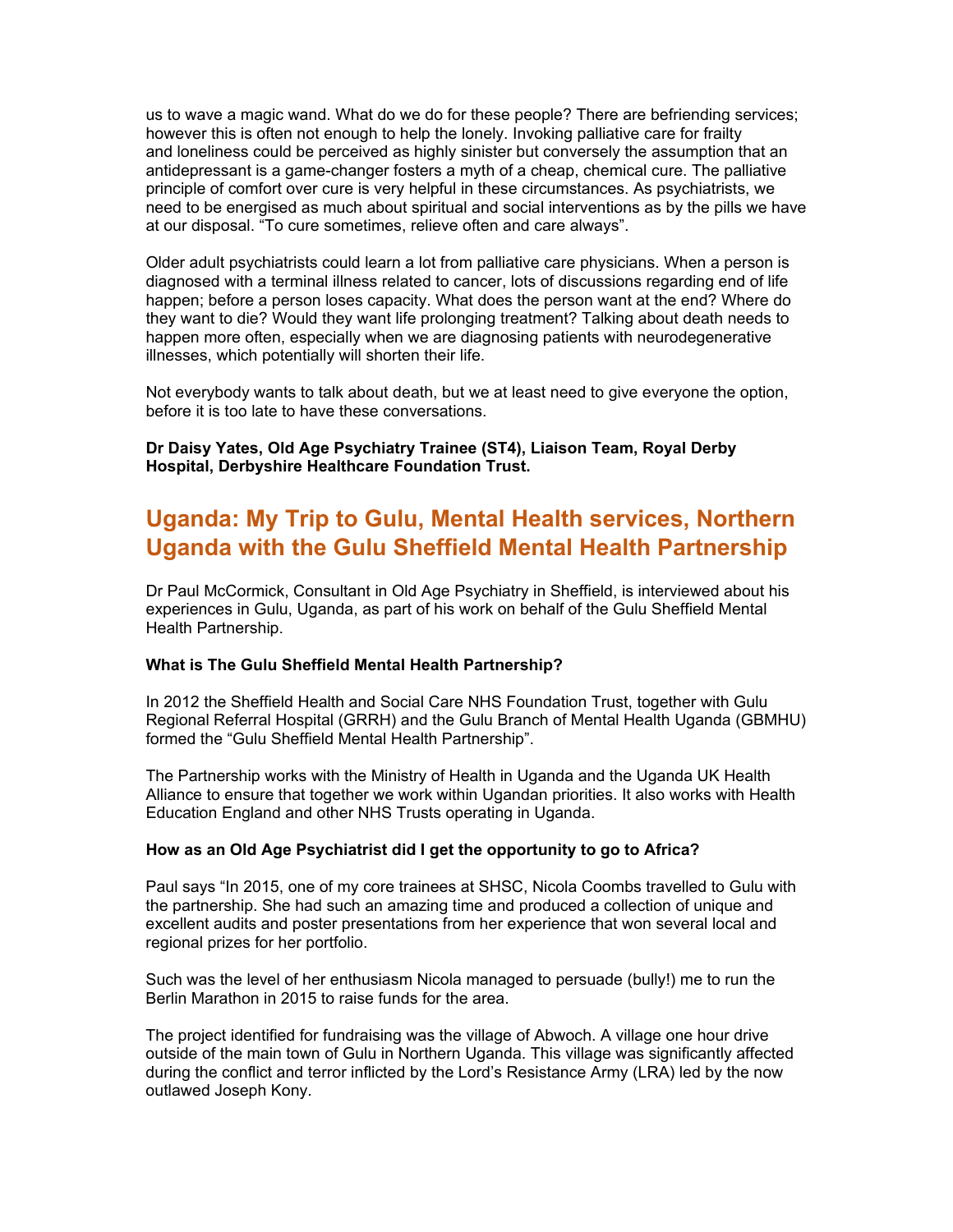us to wave a magic wand. What do we do for these people? There are befriending services; however this is often not enough to help the lonely. Invoking palliative care for frailty and loneliness could be perceived as highly sinister but conversely the assumption that an antidepressant is a game-changer fosters a myth of a cheap, chemical cure. The palliative principle of comfort over cure is very helpful in these circumstances. As psychiatrists, we need to be energised as much about spiritual and social interventions as by the pills we have at our disposal. "To cure sometimes, relieve often and care always".

Older adult psychiatrists could learn a lot from palliative care physicians. When a person is diagnosed with a terminal illness related to cancer, lots of discussions regarding end of life happen; before a person loses capacity. What does the person want at the end? Where do they want to die? Would they want life prolonging treatment? Talking about death needs to happen more often, especially when we are diagnosing patients with neurodegenerative illnesses, which potentially will shorten their life.

Not everybody wants to talk about death, but we at least need to give everyone the option, before it is too late to have these conversations.

**Dr Daisy Yates, Old Age Psychiatry Trainee (ST4), Liaison Team, Royal Derby Hospital, Derbyshire Healthcare Foundation Trust.**

## Uganda: My Trip to Gulu, Mental Health services, Northern Uganda with the Gulu Sheffield Mental Health Partnership

Dr Paul McCormick, Consultant in Old Age Psychiatry in Sheffield, is interviewed about his experiences in Gulu, Uganda, as part of his work on behalf of the Gulu Sheffield Mental Health Partnership.

**What is The Gulu Sheffield Mental Health Partnership?**

In 2012 the Sheffield Health and Social Care NHS Foundation Trust, together with Gulu Regional Referral Hospital (GRRH) and the Gulu Branch of Mental Health Uganda (GBMHU) formed the "Gulu Sheffield Mental Health Partnership".

The Partnership works with the Ministry of Health in Uganda and the Uganda UK Health Alliance to ensure that together we work within Ugandan priorities. It also works with Health Education England and other NHS Trusts operating in Uganda.

**How as an Old Age Psychiatrist did I get the opportunity to go to Africa?**

Paul says "In 2015, one of my core trainees at SHSC, Nicola Coombs travelled to Gulu with the partnership. She had such an amazing time and produced a collection of unique and excellent audits and poster presentations from her experience that won several local and regional prizes for her portfolio.

Such was the level of her enthusiasm Nicola managed to persuade (bully!) me to run the Berlin Marathon in 2015 to raise funds for the area.

The project identified for fundraising was the village of Abwoch. A village one hour drive outside of the main town of Gulu in Northern Uganda. This village was significantly affected during the conflict and terror inflicted by the Lord's Resistance Army (LRA) led by the now outlawed Joseph Kony.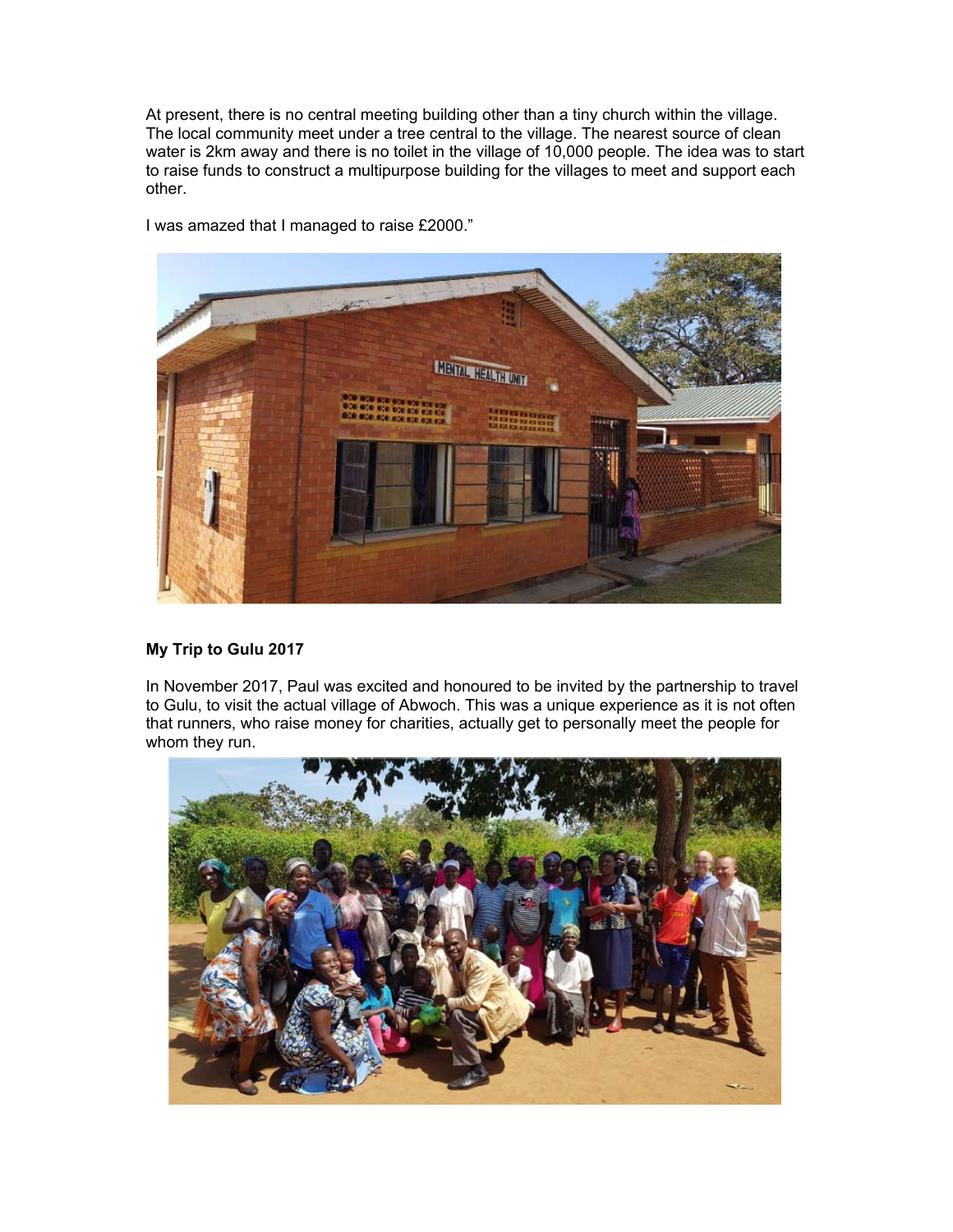At present, there is no central meeting building other than a tiny church within the village. The local community meet under a tree central to the village. The nearest source of clean water is 2km away and there is no toilet in the village of 10,000 people. The idea was to start to raise funds to construct a multipurpose building for the villages to meet and support each other.

I was amazed that I managed to raise £2000."

**My Trip to Gulu 2017**

In November 2017, Paul was excited and honoured to be invited by the partnership to travel to Gulu, to visit the actual village of Abwoch. This was a unique experience as it is not often that runners, who raise money for charities, actually get to personally meet the people for whom they run.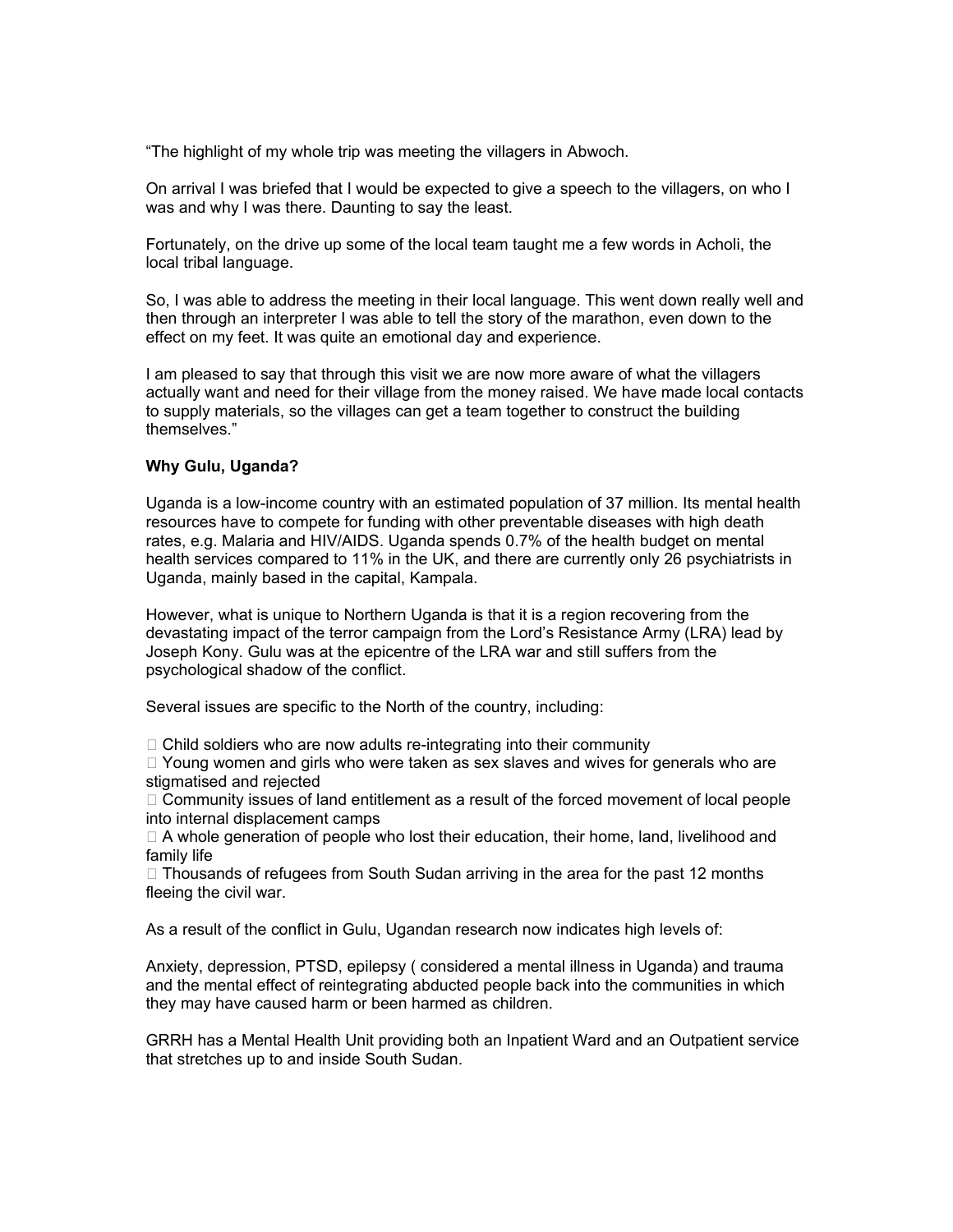“The highlight of my whole trip was meeting the villagers in Abwoch.

On arrival I was briefed that I would be expected to give a speech to the villagers, on who I was and why I was there. Daunting to say the least.

Fortunately, on the drive up some of the local team taught me a few words in Acholi, the local tribal language.

So, I was able to address the meeting in their local language. This went down really well and then through an interpreter I was able to tell the story of the marathon, even down to the effect on my feet. It was quite an emotional day and experience.

I am pleased to say that through this visit we are now more aware of what the villagers actually want and need for their village from the money raised. We have made local contacts to supply materials, so the villages can get a team together to construct the building themselves.”

**Why Gulu, Uganda?**

Uganda is a low-income country with an estimated population of 37 million. Its mental health resources have to compete for funding with other preventable diseases with high death rates, e.g. Malaria and HIV/AIDS. Uganda spends 0.7% of the health budget on mental health services compared to 11% in the UK, and there are currently only 26 psychiatrists in Uganda, mainly based in the capital, Kampala.

However, what is unique to Northern Uganda is that it is a region recovering from the devastating impact of the terror campaign from the Lord’s Resistance Army (LRA) lead by Joseph Kony. Gulu was at the epicentre of the LRA war and still suffers from the psychological shadow of the conflict.

Several issues are specific to the North of the country, including:

- Child soldiers who are now adults re-integrating into their community
- Young women and girls who were taken as sex slaves and wives for generals who are stigmatised and rejected
- Community issues of land entitlement as a result of the forced movement of local people into internal displacement camps
- A whole generation of people who lost their education, their home, land, livelihood and family life
- Thousands of refugees from South Sudan arriving in the area for the past 12 months fleeing the civil war.

As a result of the conflict in Gulu, Ugandan research now indicates high levels of:

Anxiety, depression, PTSD, epilepsy ( considered a mental illness in Uganda) and trauma and the mental effect of reintegrating abducted people back into the communities in which they may have caused harm or been harmed as children.

GRRH has a Mental Health Unit providing both an Inpatient Ward and an Outpatient service that stretches up to and inside South Sudan.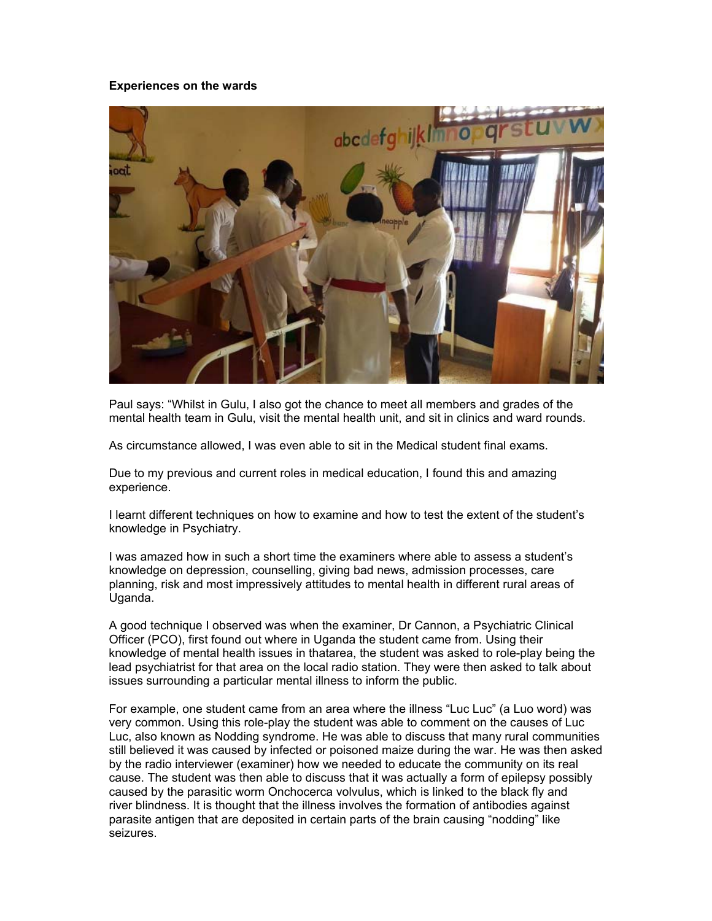**Experiences on the wards**

Paul says: "Whilst in Gulu, I also got the chance to meet all members and grades of the mental health team in Gulu, visit the mental health unit, and sit in clinics and ward rounds.

As circumstance allowed, I was even able to sit in the Medical student final exams.

Due to my previous and current roles in medical education, I found this and amazing experience.

I learnt different techniques on how to examine and how to test the extent of the student's knowledge in Psychiatry.

I was amazed how in such a short time the examiners where able to assess a student's knowledge on depression, counselling, giving bad news, admission processes, care planning, risk and most impressively attitudes to mental health in different rural areas of Uganda.

A good technique I observed was when the examiner, Dr Cannon, a Psychiatric Clinical Officer (PCO), first found out where in Uganda the student came from. Using their knowledge of mental health issues in thatarea, the student was asked to role-play being the lead psychiatrist for that area on the local radio station. They were then asked to talk about issues surrounding a particular mental illness to inform the public.

For example, one student came from an area where the illness "Luc Luc" (a Luo word) was very common. Using this role-play the student was able to comment on the causes of Luc Luc, also known as Nodding syndrome. He was able to discuss that many rural communities still believed it was caused by infected or poisoned maize during the war. He was then asked by the radio interviewer (examiner) how we needed to educate the community on its real cause. The student was then able to discuss that it was actually a form of epilepsy possibly caused by the parasitic worm Onchocerca volvulus, which is linked to the black fly and river blindness. It is thought that the illness involves the formation of antibodies against parasite antigen that are deposited in certain parts of the brain causing "nodding" like seizures.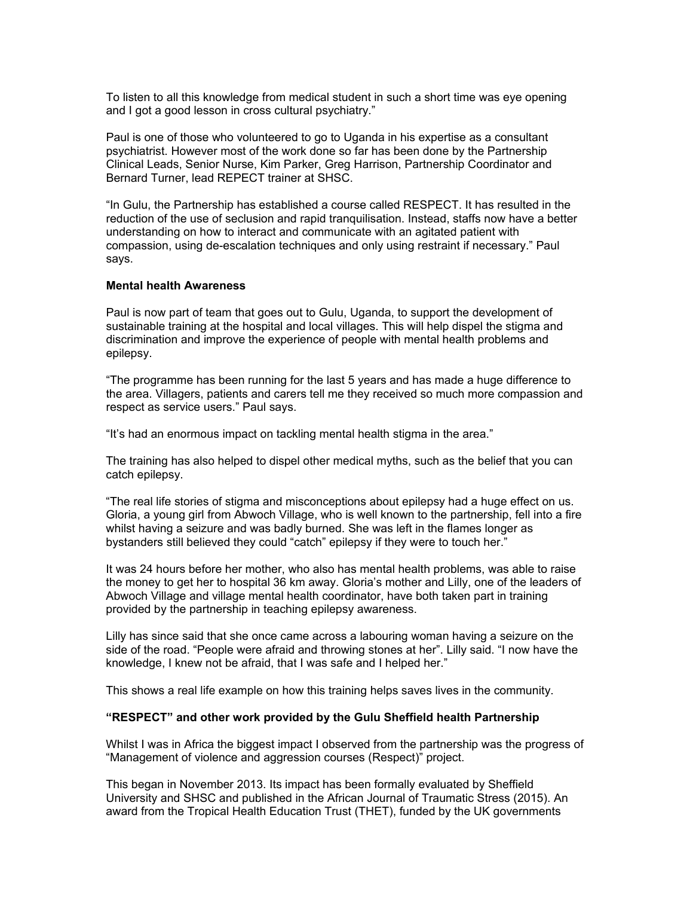To listen to all this knowledge from medical student in such a short time was eye opening and I got a good lesson in cross cultural psychiatry."

Paul is one of those who volunteered to go to Uganda in his expertise as a consultant psychiatrist. However most of the work done so far has been done by the Partnership Clinical Leads, Senior Nurse, Kim Parker, Greg Harrison, Partnership Coordinator and Bernard Turner, lead REPECT trainer at SHSC.

"In Gulu, the Partnership has established a course called RESPECT. It has resulted in the reduction of the use of seclusion and rapid tranquilisation. Instead, staffs now have a better understanding on how to interact and communicate with an agitated patient with compassion, using de-escalation techniques and only using restraint if necessary." Paul says.

**Mental health Awareness**

Paul is now part of team that goes out to Gulu, Uganda, to support the development of sustainable training at the hospital and local villages. This will help dispel the stigma and discrimination and improve the experience of people with mental health problems and epilepsy.

"The programme has been running for the last 5 years and has made a huge difference to the area. Villagers, patients and carers tell me they received so much more compassion and respect as service users." Paul says.

"It's had an enormous impact on tackling mental health stigma in the area."

The training has also helped to dispel other medical myths, such as the belief that you can catch epilepsy.

"The real life stories of stigma and misconceptions about epilepsy had a huge effect on us. Gloria, a young girl from Abwoch Village, who is well known to the partnership, fell into a fire whilst having a seizure and was badly burned. She was left in the flames longer as bystanders still believed they could "catch" epilepsy if they were to touch her."

It was 24 hours before her mother, who also has mental health problems, was able to raise the money to get her to hospital 36 km away. Gloria's mother and Lilly, one of the leaders of Abwoch Village and village mental health coordinator, have both taken part in training provided by the partnership in teaching epilepsy awareness.

Lilly has since said that she once came across a labouring woman having a seizure on the side of the road. "People were afraid and throwing stones at her". Lilly said. "I now have the knowledge, I knew not be afraid, that I was safe and I helped her."

This shows a real life example on how this training helps saves lives in the community.

**"RESPECT" and other work provided by the Gulu Sheffield health Partnership**

Whilst I was in Africa the biggest impact I observed from the partnership was the progress of "Management of violence and aggression courses (Respect)" project.

This began in November 2013. Its impact has been formally evaluated by Sheffield University and SHSC and published in the African Journal of Traumatic Stress (2015). An award from the Tropical Health Education Trust (THET), funded by the UK governments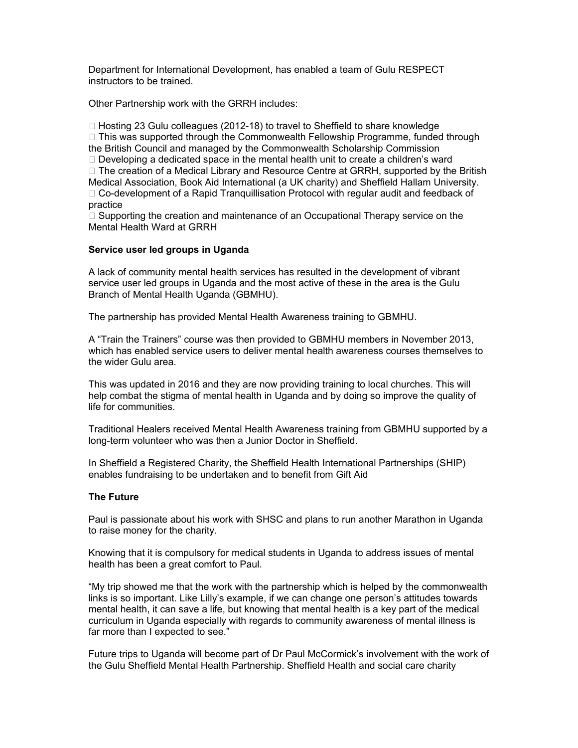Department for International Development, has enabled a team of Gulu RESPECT instructors to be trained.

Other Partnership work with the GRRH includes:

- Hosting 23 Gulu colleagues (2012-18) to travel to Sheffield to share knowledge
- This was supported through the Commonwealth Fellowship Programme, funded through the British Council and managed by the Commonwealth Scholarship Commission
- Developing a dedicated space in the mental health unit to create a children's ward
- The creation of a Medical Library and Resource Centre at GRRH, supported by the British Medical Association, Book Aid International (a UK charity) and Sheffield Hallam University.
- Co-development of a Rapid Tranquillisation Protocol with regular audit and feedback of practice
- Supporting the creation and maintenance of an Occupational Therapy service on the Mental Health Ward at GRRH

**Service user led groups in Uganda**

A lack of community mental health services has resulted in the development of vibrant service user led groups in Uganda and the most active of these in the area is the Gulu Branch of Mental Health Uganda (GBMHU).

The partnership has provided Mental Health Awareness training to GBMHU.

A "Train the Trainers" course was then provided to GBMHU members in November 2013, which has enabled service users to deliver mental health awareness courses themselves to the wider Gulu area.

This was updated in 2016 and they are now providing training to local churches. This will help combat the stigma of mental health in Uganda and by doing so improve the quality of life for communities.

Traditional Healers received Mental Health Awareness training from GBMHU supported by a long-term volunteer who was then a Junior Doctor in Sheffield.

In Sheffield a Registered Charity, the Sheffield Health International Partnerships (SHIP) enables fundraising to be undertaken and to benefit from Gift Aid

**The Future**

Paul is passionate about his work with SHSC and plans to run another Marathon in Uganda to raise money for the charity.

Knowing that it is compulsory for medical students in Uganda to address issues of mental health has been a great comfort to Paul.

"My trip showed me that the work with the partnership which is helped by the commonwealth links is so important. Like Lilly's example, if we can change one person's attitudes towards mental health, it can save a life, but knowing that mental health is a key part of the medical curriculum in Uganda especially with regards to community awareness of mental illness is far more than I expected to see."

Future trips to Uganda will become part of Dr Paul McCormick's involvement with the work of the Gulu Sheffield Mental Health Partnership. Sheffield Health and social care charity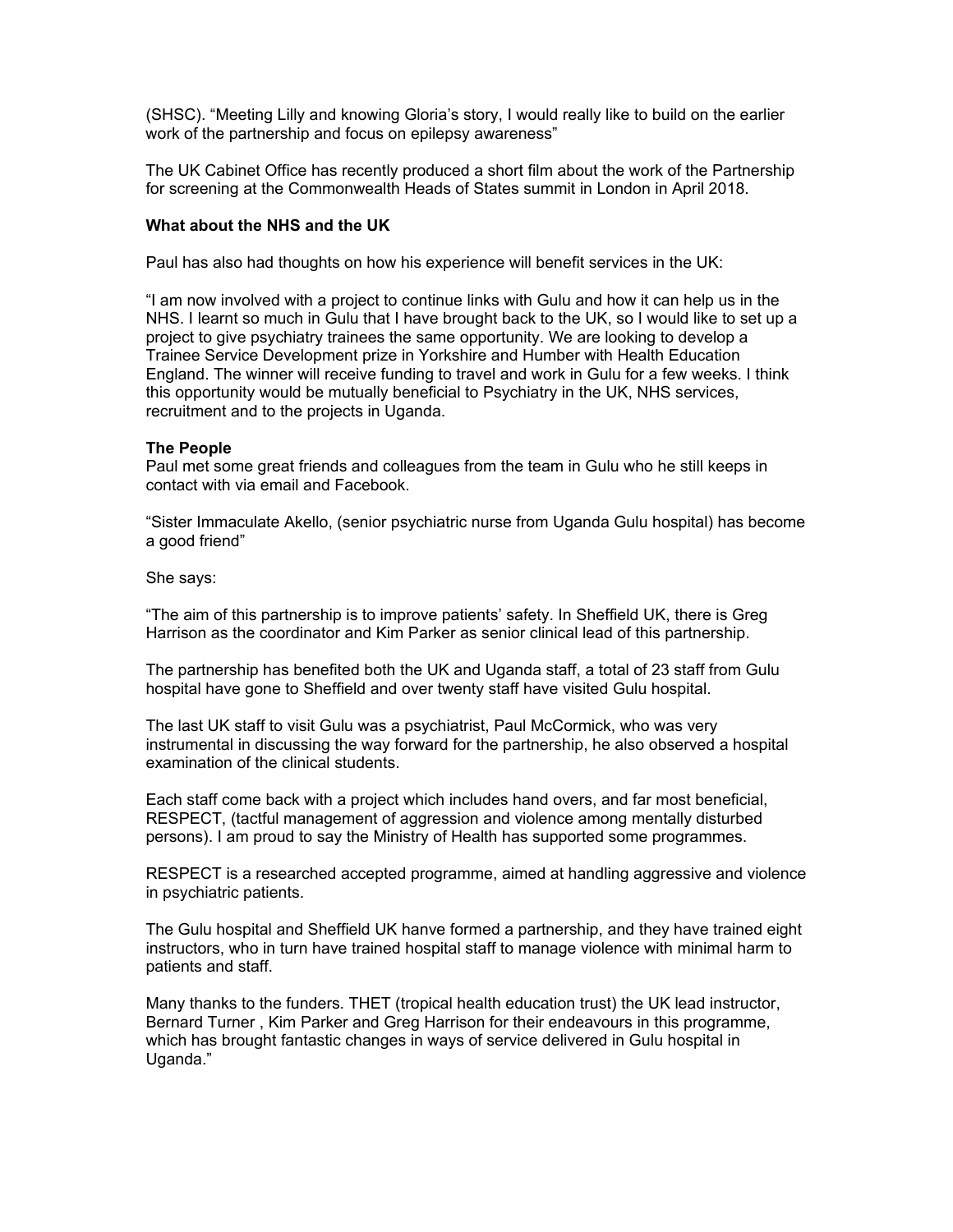(SHSC). “Meeting Lilly and knowing Gloria’s story, I would really like to build on the earlier work of the partnership and focus on epilepsy awareness”

The UK Cabinet Office has recently produced a short film about the work of the Partnership for screening at the Commonwealth Heads of States summit in London in April 2018.

**What about the NHS and the UK**

Paul has also had thoughts on how his experience will benefit services in the UK:

“I am now involved with a project to continue links with Gulu and how it can help us in the NHS. I learnt so much in Gulu that I have brought back to the UK, so I would like to set up a project to give psychiatry trainees the same opportunity. We are looking to develop a Trainee Service Development prize in Yorkshire and Humber with Health Education England. The winner will receive funding to travel and work in Gulu for a few weeks. I think this opportunity would be mutually beneficial to Psychiatry in the UK, NHS services, recruitment and to the projects in Uganda.

**The People**

Paul met some great friends and colleagues from the team in Gulu who he still keeps in contact with via email and Facebook.

“Sister Immaculate Akello, (senior psychiatric nurse from Uganda Gulu hospital) has become a good friend”

She says:

“The aim of this partnership is to improve patients’ safety. In Sheffield UK, there is Greg Harrison as the coordinator and Kim Parker as senior clinical lead of this partnership.

The partnership has benefited both the UK and Uganda staff, a total of 23 staff from Gulu hospital have gone to Sheffield and over twenty staff have visited Gulu hospital.

The last UK staff to visit Gulu was a psychiatrist, Paul McCormick, who was very instrumental in discussing the way forward for the partnership, he also observed a hospital examination of the clinical students.

Each staff come back with a project which includes hand overs, and far most beneficial, RESPECT, (tactful management of aggression and violence among mentally disturbed persons). I am proud to say the Ministry of Health has supported some programmes.

RESPECT is a researched accepted programme, aimed at handling aggressive and violence in psychiatric patients.

The Gulu hospital and Sheffield UK hanve formed a partnership, and they have trained eight instructors, who in turn have trained hospital staff to manage violence with minimal harm to patients and staff.

Many thanks to the funders. THET (tropical health education trust) the UK lead instructor, Bernard Turner , Kim Parker and Greg Harrison for their endeavours in this programme, which has brought fantastic changes in ways of service delivered in Gulu hospital in Uganda.”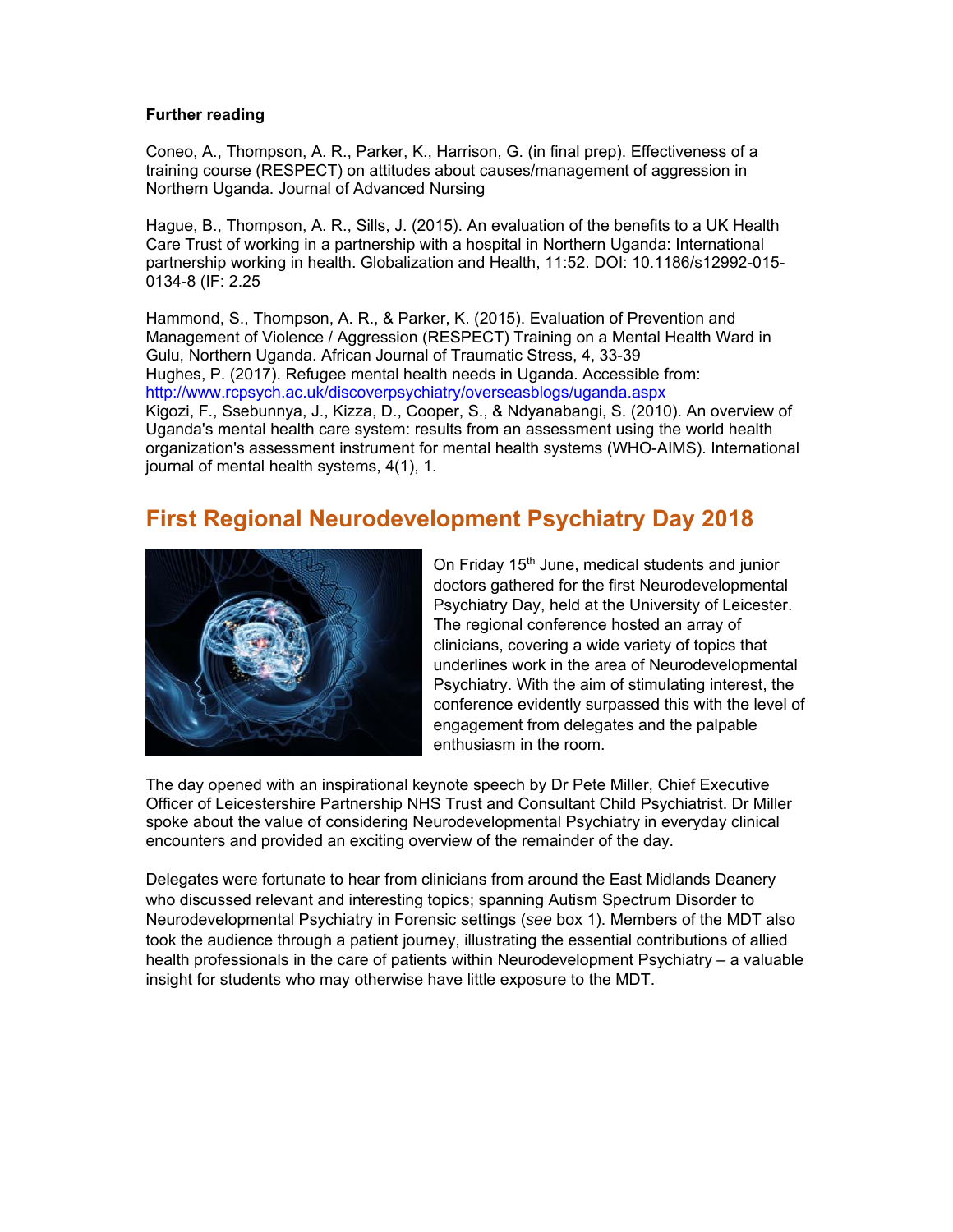**Further reading**

Coneo, A., Thompson, A. R., Parker, K., Harrison, G. (in final prep). Effectiveness of a training course (RESPECT) on attitudes about causes/management of aggression in Northern Uganda. Journal of Advanced Nursing

Hague, B., Thompson, A. R., Sills, J. (2015). An evaluation of the benefits to a UK Health Care Trust of working in a partnership with a hospital in Northern Uganda: International partnership working in health. Globalization and Health, 11:52. DOI: 10.1186/s12992-015-0134-8 (IF: 2.25

Hammond, S., Thompson, A. R., & Parker, K. (2015). Evaluation of Prevention and Management of Violence / Aggression (RESPECT) Training on a Mental Health Ward in Gulu, Northern Uganda. African Journal of Traumatic Stress, 4, 33-39

Hughes, P. (2017). Refugee mental health needs in Uganda. Accessible from: http://www.rcpsych.ac.uk/discoverpsychiatry/overseasblogs/uganda.aspx

Kigozi, F., Ssebunnya, J., Kizza, D., Cooper, S., & Ndyanabangi, S. (2010). An overview of Uganda's mental health care system: results from an assessment using the world health organization's assessment instrument for mental health systems (WHO-AIMS). International journal of mental health systems, 4(1), 1.

## First Regional Neurodevelopment Psychiatry Day 2018

On Friday 15th June, medical students and junior doctors gathered for the first Neurodevelopmental Psychiatry Day, held at the University of Leicester. The regional conference hosted an array of clinicians, covering a wide variety of topics that underlines work in the area of Neurodevelopmental Psychiatry. With the aim of stimulating interest, the conference evidently surpassed this with the level of engagement from delegates and the palpable enthusiasm in the room.

The day opened with an inspirational keynote speech by Dr Pete Miller, Chief Executive Officer of Leicestershire Partnership NHS Trust and Consultant Child Psychiatrist. Dr Miller spoke about the value of considering Neurodevelopmental Psychiatry in everyday clinical encounters and provided an exciting overview of the remainder of the day.

Delegates were fortunate to hear from clinicians from around the East Midlands Deanery who discussed relevant and interesting topics; spanning Autism Spectrum Disorder to Neurodevelopmental Psychiatry in Forensic settings (*see* box 1). Members of the MDT also took the audience through a patient journey, illustrating the essential contributions of allied health professionals in the care of patients within Neurodevelopment Psychiatry – a valuable insight for students who may otherwise have little exposure to the MDT.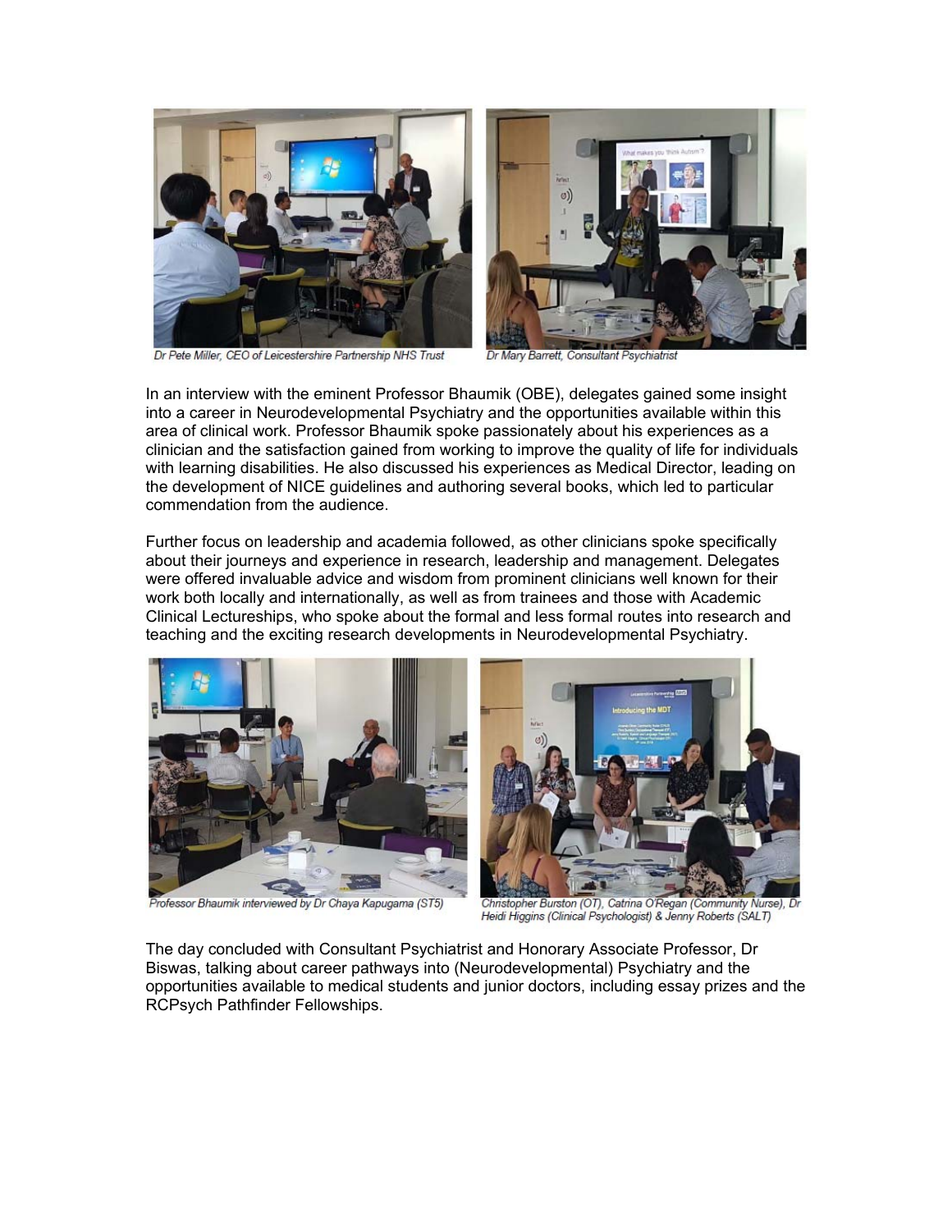Dr Pete Miller, CEO of Leicestershire Partnership NHS Trust

Dr Mary Barrett, Consultant Psychiatrist

In an interview with the eminent Professor Bhaumik (OBE), delegates gained some insight into a career in Neurodevelopmental Psychiatry and the opportunities available within this area of clinical work. Professor Bhaumik spoke passionately about his experiences as a clinician and the satisfaction gained from working to improve the quality of life for individuals with learning disabilities. He also discussed his experiences as Medical Director, leading on the development of NICE guidelines and authoring several books, which led to particular commendation from the audience.

Further focus on leadership and academia followed, as other clinicians spoke specifically about their journeys and experience in research, leadership and management. Delegates were offered invaluable advice and wisdom from prominent clinicians well known for their work both locally and internationally, as well as from trainees and those with Academic Clinical Lectureships, who spoke about the formal and less formal routes into research and teaching and the exciting research developments in Neurodevelopmental Psychiatry.

Professor Bhaumik interviewed by Dr Chaya Kapugama (ST5)

Christopher Burston (OT), Catrina O'Regan (Community Nurse), Dr Heidi Higgins (Clinical Psychologist) & Jenny Roberts (SALT)

The day concluded with Consultant Psychiatrist and Honorary Associate Professor, Dr Biswas, talking about career pathways into (Neurodevelopmental) Psychiatry and the opportunities available to medical students and junior doctors, including essay prizes and the RCPsych Pathfinder Fellowships.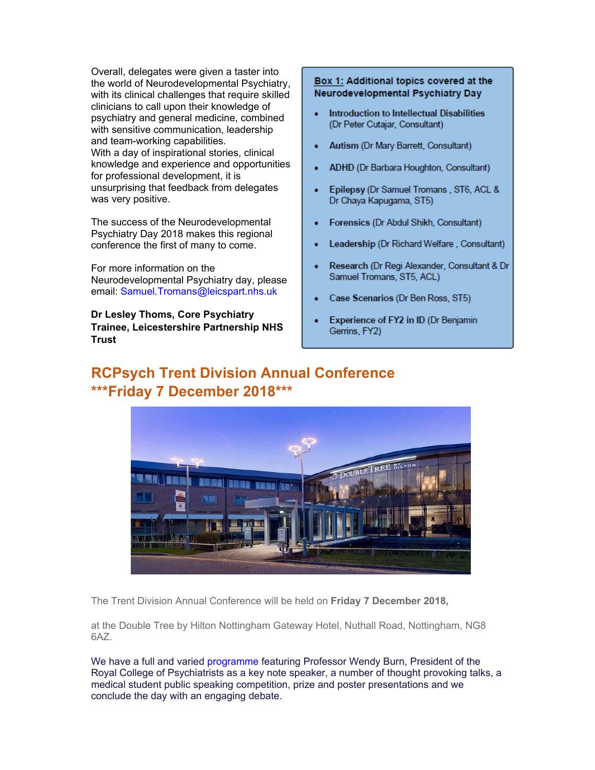Overall, delegates were given a taster into the world of Neurodevelopmental Psychiatry, with its clinical challenges that require skilled clinicians to call upon their knowledge of psychiatry and general medicine, combined with sensitive communication, leadership and team-working capabilities.
With a day of inspirational stories, clinical knowledge and experience and opportunities for professional development, it is unsurprising that feedback from delegates was very positive.

The success of the Neurodevelopmental Psychiatry Day 2018 makes this regional conference the first of many to come.

For more information on the Neurodevelopmental Psychiatry day, please email: Samuel.Tromans@leicspart.nhs.uk

**Dr Lesley Thoms, Core Psychiatry Trainee, Leicestershire Partnership NHS Trust**

**Box 1: Additional topics covered at the Neurodevelopmental Psychiatry Day**

- **Introduction to Intellectual Disabilities** (Dr Peter Cutajar, Consultant)
- **Autism** (Dr Mary Barrett, Consultant)
- **ADHD** (Dr Barbara Houghton, Consultant)
- **Epilepsy** (Dr Samuel Tromans , ST6, ACL & Dr Chaya Kapugama, ST5)
- **Forensics** (Dr Abdul Shikh, Consultant)
- **Leadership** (Dr Richard Welfare , Consultant)
- **Research** (Dr Regi Alexander, Consultant & Dr Samuel Tromans, ST5, ACL)
- **Case Scenarios** (Dr Ben Ross, ST5)
- **Experience of FY2 in ID** (Dr Benjamin Gerrins, FY2)

## RCPsych Trent Division Annual Conference ***Friday 7 December 2018***

The Trent Division Annual Conference will be held on **Friday 7 December 2018,**

at the Double Tree by Hilton Nottingham Gateway Hotel, Nuthall Road, Nottingham, NG8 6AZ.

We have a full and varied programme featuring Professor Wendy Burn, President of the Royal College of Psychiatrists as a key note speaker, a number of thought provoking talks, a medical student public speaking competition, prize and poster presentations and we conclude the day with an engaging debate.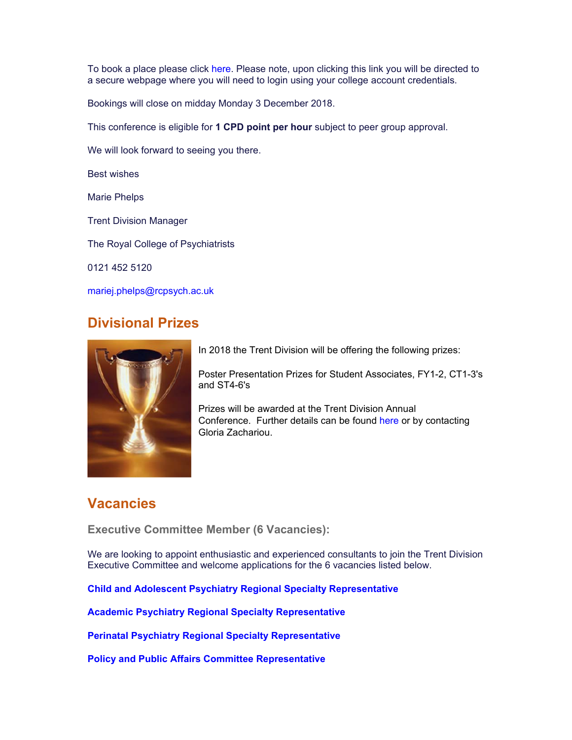To book a place please click here. Please note, upon clicking this link you will be directed to a secure webpage where you will need to login using your college account credentials.

Bookings will close on midday Monday 3 December 2018.

This conference is eligible for **1 CPD point per hour** subject to peer group approval.

We will look forward to seeing you there.

Best wishes

Marie Phelps

Trent Division Manager

The Royal College of Psychiatrists

0121 452 5120

mariej.phelps@rcpsych.ac.uk

## Divisional Prizes

In 2018 the Trent Division will be offering the following prizes:

Poster Presentation Prizes for Student Associates, FY1-2, CT1-3's and ST4-6's

Prizes will be awarded at the Trent Division Annual Conference. Further details can be found here or by contacting Gloria Zachariou.

## Vacancies

### Executive Committee Member (6 Vacancies):

We are looking to appoint enthusiastic and experienced consultants to join the Trent Division Executive Committee and welcome applications for the 6 vacancies listed below.

**Child and Adolescent Psychiatry Regional Specialty Representative**

**Academic Psychiatry Regional Specialty Representative**

**Perinatal Psychiatry Regional Specialty Representative**

**Policy and Public Affairs Committee Representative**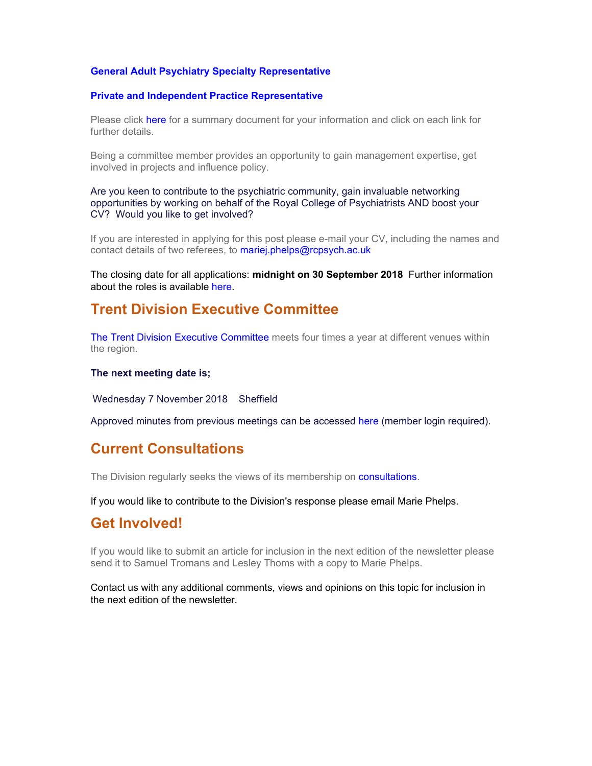**General Adult Psychiatry Specialty Representative**

**Private and Independent Practice Representative**

Please click here for a summary document for your information and click on each link for further details.

Being a committee member provides an opportunity to gain management expertise, get involved in projects and influence policy.

Are you keen to contribute to the psychiatric community, gain invaluable networking opportunities by working on behalf of the Royal College of Psychiatrists AND boost your CV? Would you like to get involved?

If you are interested in applying for this post please e-mail your CV, including the names and contact details of two referees, to mariej.phelps@rcpsych.ac.uk

The closing date for all applications: **midnight on 30 September 2018** Further information about the roles is available here.

## Trent Division Executive Committee

The Trent Division Executive Committee meets four times a year at different venues within the region.

**The next meeting date is;**

Wednesday 7 November 2018 Sheffield

Approved minutes from previous meetings can be accessed here (member login required).

## Current Consultations

The Division regularly seeks the views of its membership on consultations.

If you would like to contribute to the Division's response please email Marie Phelps.

## Get Involved!

If you would like to submit an article for inclusion in the next edition of the newsletter please send it to Samuel Tromans and Lesley Thoms with a copy to Marie Phelps.

Contact us with any additional comments, views and opinions on this topic for inclusion in the next edition of the newsletter.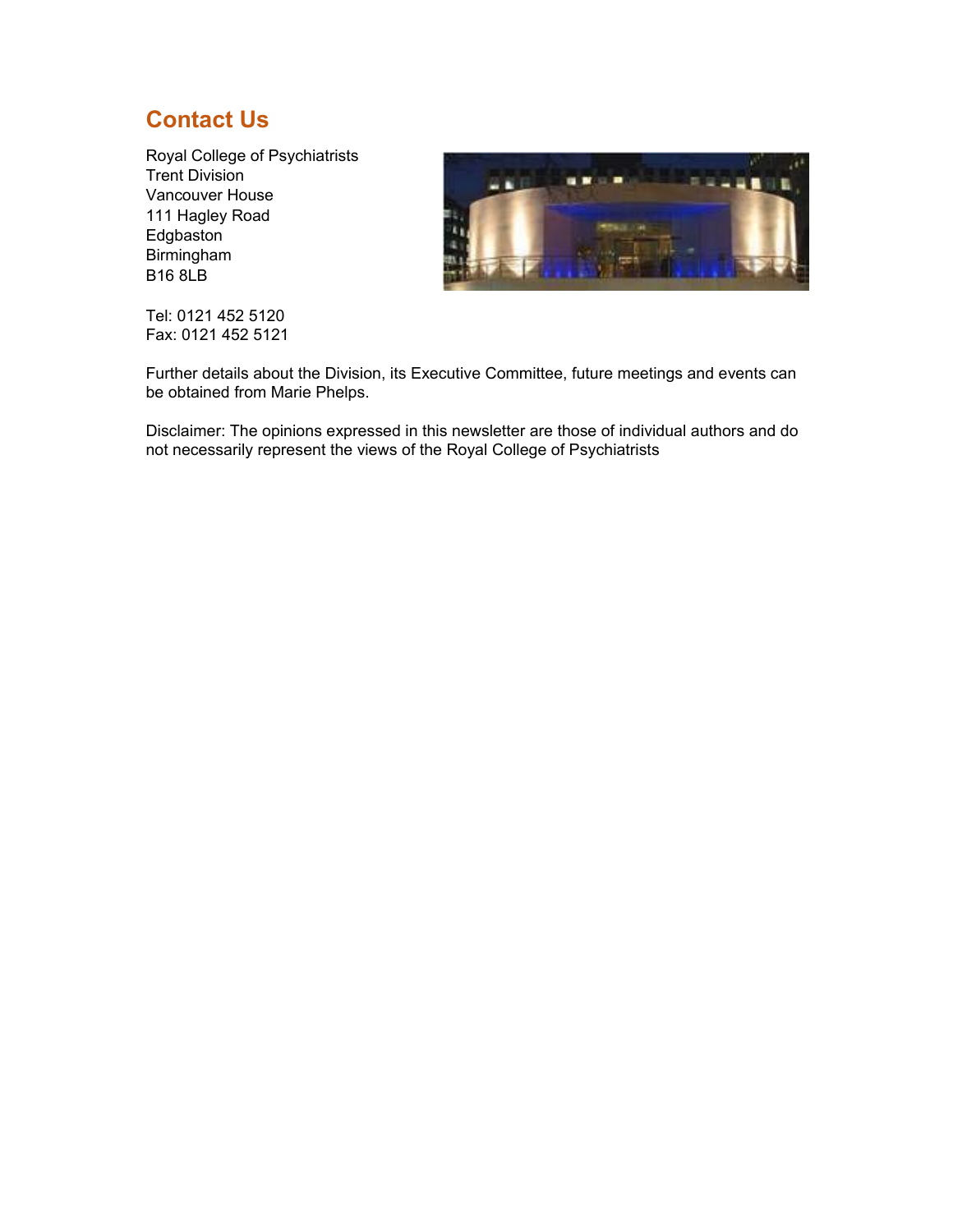## Contact Us

Royal College of Psychiatrists
Trent Division
Vancouver House
111 Hagley Road
Edgbaston
Birmingham
B16 8LB

Tel: 0121 452 5120
Fax: 0121 452 5121

Further details about the Division, its Executive Committee, future meetings and events can be obtained from Marie Phelps.

Disclaimer: The opinions expressed in this newsletter are those of individual authors and do not necessarily represent the views of the Royal College of Psychiatrists